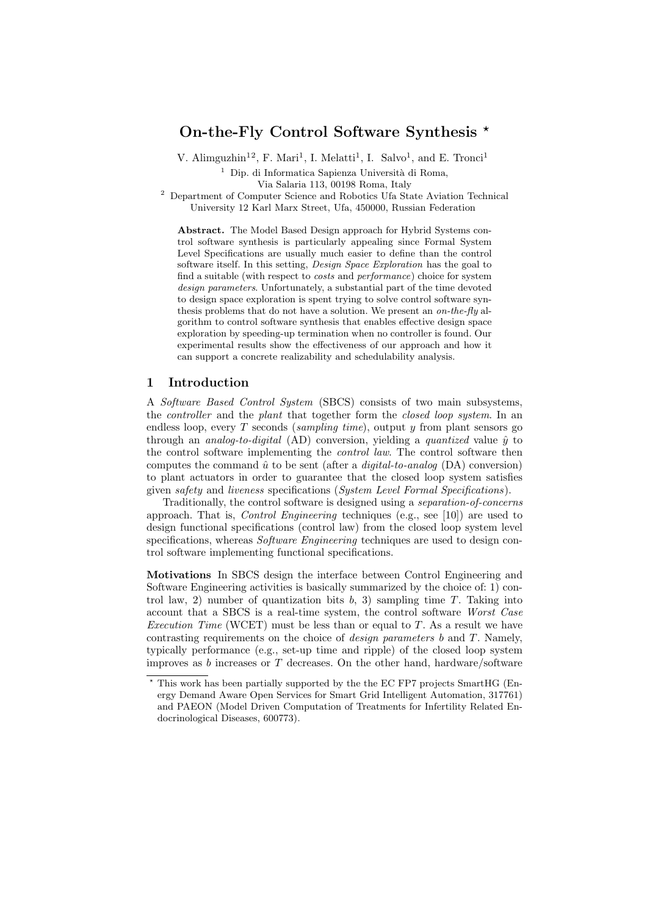# On-the-Fly Control Software Synthesis *

V. Alimguzhin[1,2], F. Mari[1], I. Melatti[1], I. Salvo[1], and E. Tronci[1]

[1] Dip. di Informatica Sapienza Università di Roma, Via Salaria 113, 00198 Roma, Italy

[2] Department of Computer Science and Robotics Ufa State Aviation Technical University 12 Karl Marx Street, Ufa, 450000, Russian Federation

**Abstract.** The Model Based Design approach for Hybrid Systems control software synthesis is particularly appealing since Formal System Level Specifications are usually much easier to define than the control software itself. In this setting, *Design Space Exploration* has the goal to find a suitable (with respect to *costs* and *performance*) choice for system *design parameters*. Unfortunately, a substantial part of the time devoted to design space exploration is spent trying to solve control software synthesis problems that do not have a solution. We present an *on-the-fly* algorithm to control software synthesis that enables effective design space exploration by speeding-up termination when no controller is found. Our experimental results show the effectiveness of our approach and how it can support a concrete realizability and schedulability analysis.

## 1 Introduction

A *Software Based Control System* (SBCS) consists of two main subsystems, the *controller* and the *plant* that together form the *closed loop system*. In an endless loop, every $T$ seconds (*sampling time*), output $y$ from plant sensors go through an *analog-to-digital* (AD) conversion, yielding a *quantized* value $\hat{y}$ to the control software implementing the *control law*. The control software then computes the command $\hat{u}$ to be sent (after a *digital-to-analog* (DA) conversion) to plant actuators in order to guarantee that the closed loop system satisfies given *safety* and *liveness* specifications (*System Level Formal Specifications*).

Traditionally, the control software is designed using a *separation-of-concerns* approach. That is, *Control Engineering* techniques (e.g., see [10]) are used to design functional specifications (control law) from the closed loop system level specifications, whereas *Software Engineering* techniques are used to design control software implementing functional specifications.

**Motivations** In SBCS design the interface between Control Engineering and Software Engineering activities is basically summarized by the choice of: 1) control law, 2) number of quantization bits $b$, 3) sampling time $T$. Taking into account that a SBCS is a real-time system, the control software *Worst Case Execution Time* (WCET) must be less than or equal to $T$. As a result we have contrasting requirements on the choice of *design parameters* $b$ and $T$. Namely, typically performance (e.g., set-up time and ripple) of the closed loop system improves as $b$ increases or $T$ decreases. On the other hand, hardware/software

* This work has been partially supported by the the EC FP7 projects SmartHG (Energy Demand Aware Open Services for Smart Grid Intelligent Automation, 317761) and PAEON (Model Driven Computation of Treatments for Infertility Related Endocrinological Diseases, 600773).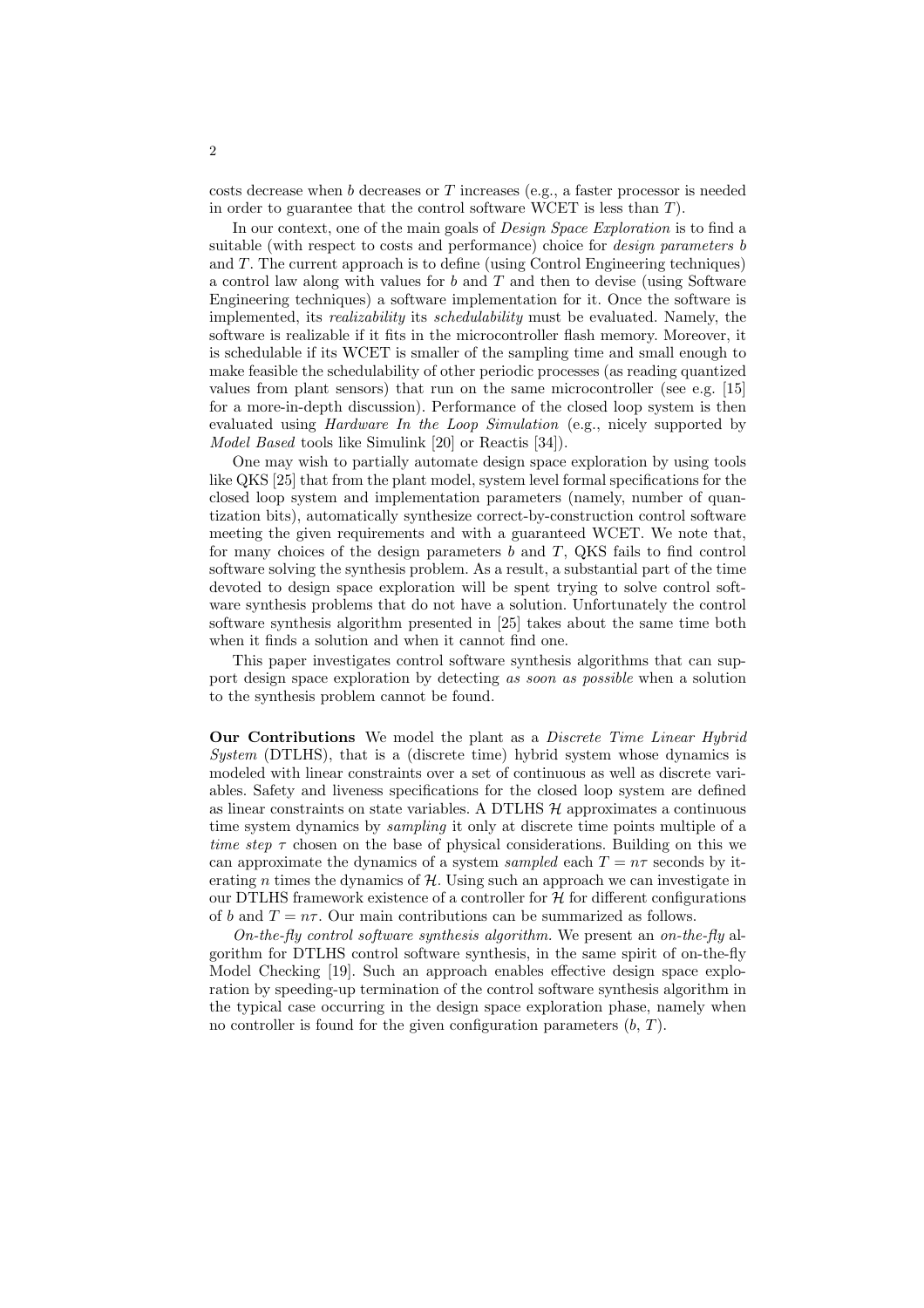costs decrease when $b$ decreases or $T$ increases (e.g., a faster processor is needed in order to guarantee that the control software WCET is less than $T$).

In our context, one of the main goals of *Design Space Exploration* is to find a suitable (with respect to costs and performance) choice for *design parameters* $b$ and $T$. The current approach is to define (using Control Engineering techniques) a control law along with values for $b$ and $T$ and then to devise (using Software Engineering techniques) a software implementation for it. Once the software is implemented, its *realizability* its *schedulability* must be evaluated. Namely, the software is realizable if it fits in the microcontroller flash memory. Moreover, it is schedulable if its WCET is smaller of the sampling time and small enough to make feasible the schedulability of other periodic processes (as reading quantized values from plant sensors) that run on the same microcontroller (see e.g. [15] for a more-in-depth discussion). Performance of the closed loop system is then evaluated using *Hardware In the Loop Simulation* (e.g., nicely supported by *Model Based* tools like Simulink [20] or Reactis [34]).

One may wish to partially automate design space exploration by using tools like QKS [25] that from the plant model, system level formal specifications for the closed loop system and implementation parameters (namely, number of quantization bits), automatically synthesize correct-by-construction control software meeting the given requirements and with a guaranteed WCET. We note that, for many choices of the design parameters $b$ and $T$, QKS fails to find control software solving the synthesis problem. As a result, a substantial part of the time devoted to design space exploration will be spent trying to solve control software synthesis problems that do not have a solution. Unfortunately the control software synthesis algorithm presented in [25] takes about the same time both when it finds a solution and when it cannot find one.

This paper investigates control software synthesis algorithms that can support design space exploration by detecting *as soon as possible* when a solution to the synthesis problem cannot be found.

**Our Contributions** We model the plant as a *Discrete Time Linear Hybrid System* (DTLHS), that is a (discrete time) hybrid system whose dynamics is modeled with linear constraints over a set of continuous as well as discrete variables. Safety and liveness specifications for the closed loop system are defined as linear constraints on state variables. A DTLHS $\mathcal{H}$ approximates a continuous time system dynamics by *sampling* it only at discrete time points multiple of a *time step* $\tau$ chosen on the base of physical considerations. Building on this we can approximate the dynamics of a system *sampled* each $T = n\tau$ seconds by iterating $n$ times the dynamics of $\mathcal{H}$. Using such an approach we can investigate in our DTLHS framework existence of a controller for $\mathcal{H}$ for different configurations of $b$ and $T = n\tau$. Our main contributions can be summarized as follows.

*On-the-fly control software synthesis algorithm.* We present an *on-the-fly* algorithm for DTLHS control software synthesis, in the same spirit of on-the-fly Model Checking [19]. Such an approach enables effective design space exploration by speeding-up termination of the control software synthesis algorithm in the typical case occurring in the design space exploration phase, namely when no controller is found for the given configuration parameters ($b$, $T$).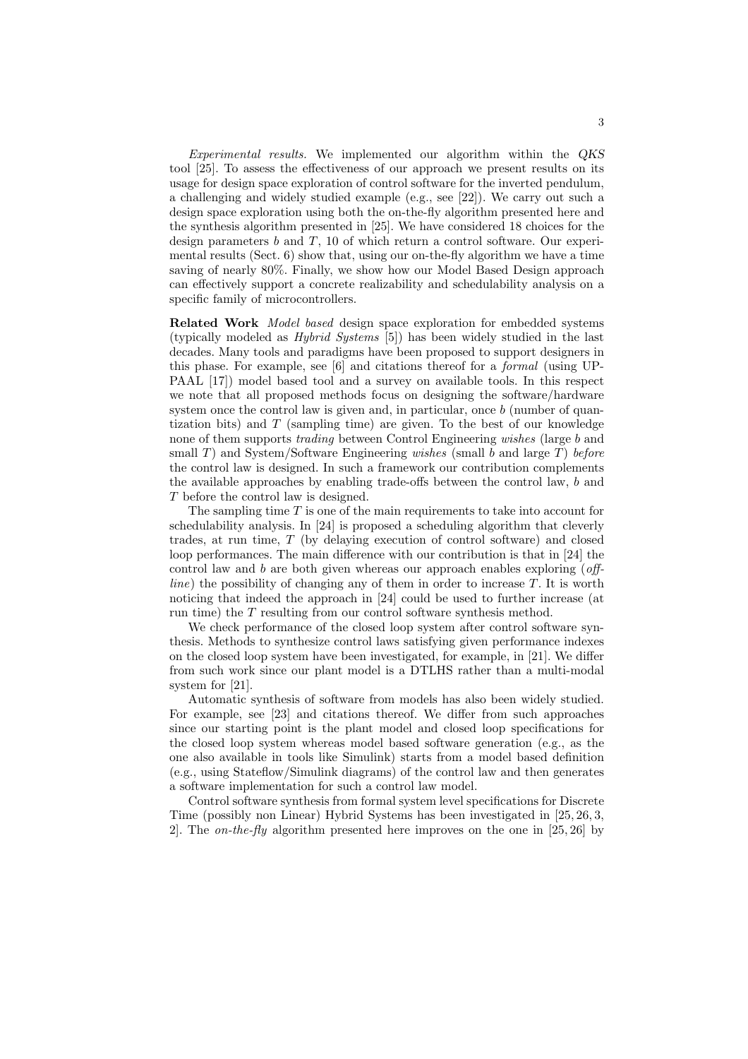*Experimental results.* We implemented our algorithm within the *QKS* tool [25]. To assess the effectiveness of our approach we present results on its usage for design space exploration of control software for the inverted pendulum, a challenging and widely studied example (e.g., see [22]). We carry out such a design space exploration using both the on-the-fly algorithm presented here and the synthesis algorithm presented in [25]. We have considered 18 choices for the design parameters $b$ and $T$, 10 of which return a control software. Our experimental results (Sect. 6) show that, using our on-the-fly algorithm we have a time saving of nearly 80%. Finally, we show how our Model Based Design approach can effectively support a concrete realizability and schedulability analysis on a specific family of microcontrollers.

**Related Work** *Model based* design space exploration for embedded systems (typically modeled as *Hybrid Systems* [5]) has been widely studied in the last decades. Many tools and paradigms have been proposed to support designers in this phase. For example, see [6] and citations thereof for a *formal* (using UPPAAL [17]) model based tool and a survey on available tools. In this respect we note that all proposed methods focus on designing the software/hardware system once the control law is given and, in particular, once $b$ (number of quantization bits) and $T$ (sampling time) are given. To the best of our knowledge none of them supports *trading* between Control Engineering *wishes* (large $b$ and small $T$) and System/Software Engineering *wishes* (small $b$ and large $T$) *before* the control law is designed. In such a framework our contribution complements the available approaches by enabling trade-offs between the control law, $b$ and $T$ before the control law is designed.

The sampling time $T$ is one of the main requirements to take into account for schedulability analysis. In [24] is proposed a scheduling algorithm that cleverly trades, at run time, $T$ (by delaying execution of control software) and closed loop performances. The main difference with our contribution is that in [24] the control law and $b$ are both given whereas our approach enables exploring (*off-line*) the possibility of changing any of them in order to increase $T$. It is worth noticing that indeed the approach in [24] could be used to further increase (at run time) the $T$ resulting from our control software synthesis method.

We check performance of the closed loop system after control software synthesis. Methods to synthesize control laws satisfying given performance indexes on the closed loop system have been investigated, for example, in [21]. We differ from such work since our plant model is a DTLHS rather than a multi-modal system for [21].

Automatic synthesis of software from models has also been widely studied. For example, see [23] and citations thereof. We differ from such approaches since our starting point is the plant model and closed loop specifications for the closed loop system whereas model based software generation (e.g., as the one also available in tools like Simulink) starts from a model based definition (e.g., using Stateflow/Simulink diagrams) of the control law and then generates a software implementation for such a control law model.

Control software synthesis from formal system level specifications for Discrete Time (possibly non Linear) Hybrid Systems has been investigated in [25, 26, 3, 2]. The *on-the-fly* algorithm presented here improves on the one in [25, 26] by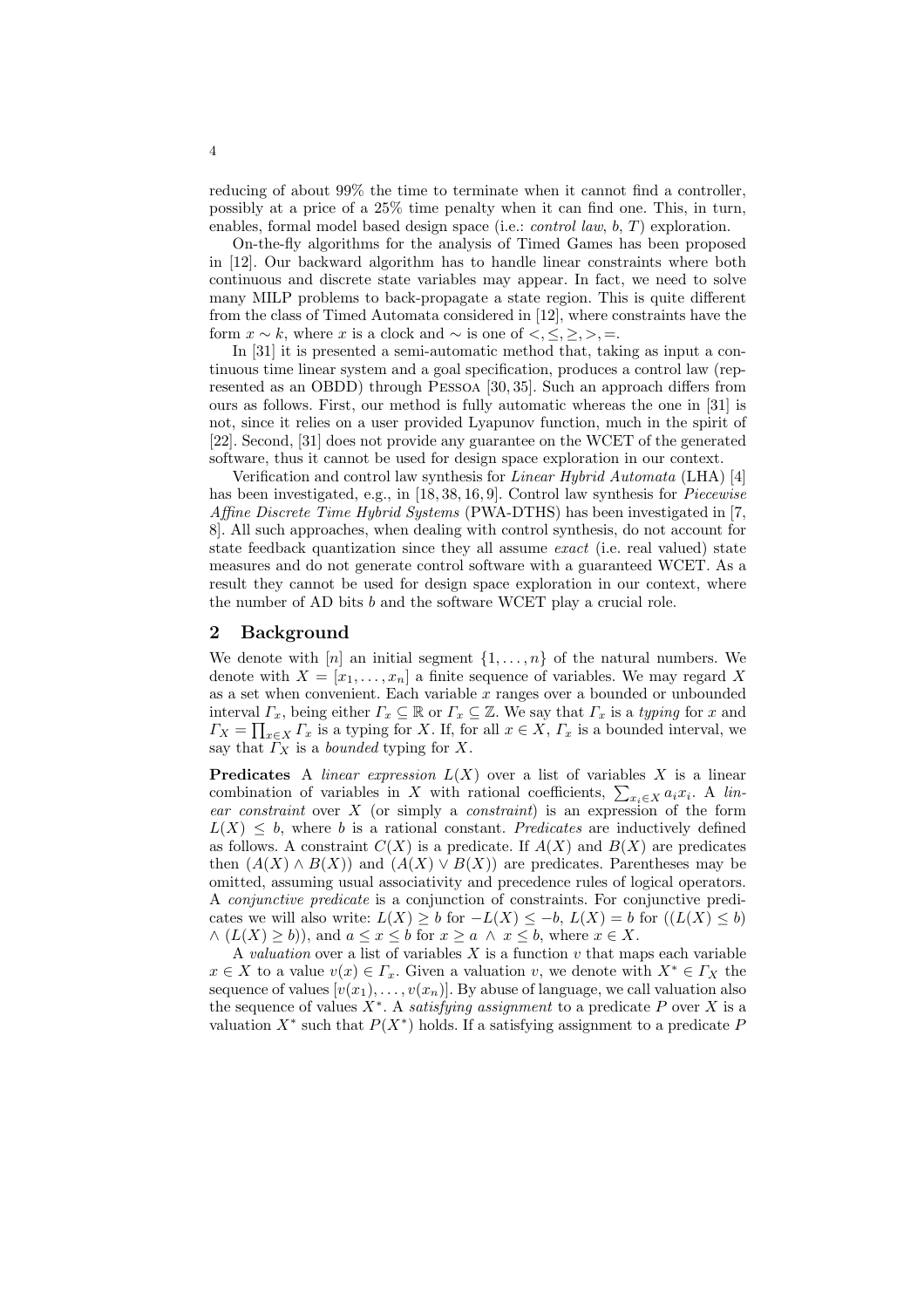reducing of about 99% the time to terminate when it cannot find a controller, possibly at a price of a 25% time penalty when it can find one. This, in turn, enables, formal model based design space (i.e.: *control law*, $b$, $T$) exploration.

On-the-fly algorithms for the analysis of Timed Games has been proposed in [12]. Our backward algorithm has to handle linear constraints where both continuous and discrete state variables may appear. In fact, we need to solve many MILP problems to back-propagate a state region. This is quite different from the class of Timed Automata considered in [12], where constraints have the form $x \sim k$, where $x$ is a clock and $\sim$ is one of $<, \leq, \geq, >, =$.

In [31] it is presented a semi-automatic method that, taking as input a continuous time linear system and a goal specification, produces a control law (represented as an OBDD) through Pessoa [30, 35]. Such an approach differs from ours as follows. First, our method is fully automatic whereas the one in [31] is not, since it relies on a user provided Lyapunov function, much in the spirit of [22]. Second, [31] does not provide any guarantee on the WCET of the generated software, thus it cannot be used for design space exploration in our context.

Verification and control law synthesis for *Linear Hybrid Automata* (LHA) [4] has been investigated, e.g., in [18, 38, 16, 9]. Control law synthesis for *Piecewise Affine Discrete Time Hybrid Systems* (PWA-DTHS) has been investigated in [7, 8]. All such approaches, when dealing with control synthesis, do not account for state feedback quantization since they all assume *exact* (i.e. real valued) state measures and do not generate control software with a guaranteed WCET. As a result they cannot be used for design space exploration in our context, where the number of AD bits $b$ and the software WCET play a crucial role.

## 2 Background

We denote with $[n]$ an initial segment $\{1, \ldots, n\}$ of the natural numbers. We denote with $X = [x_1, \ldots, x_n]$ a finite sequence of variables. We may regard $X$ as a set when convenient. Each variable $x$ ranges over a bounded or unbounded interval $\Gamma_x$, being either $\Gamma_x \subseteq \mathbb{R}$ or $\Gamma_x \subseteq \mathbb{Z}$. We say that $\Gamma_x$ is a *typing* for $x$ and $\Gamma_X = \prod_{x \in X} \Gamma_x$ is a typing for $X$. If, for all $x \in X$, $\Gamma_x$ is a bounded interval, we say that $\Gamma_X$ is a *bounded* typing for $X$.

**Predicates** A *linear expression* $L(X)$ over a list of variables $X$ is a linear combination of variables in $X$ with rational coefficients, $\sum_{x_i \in X} a_i x_i$. A *linear constraint* over $X$ (or simply a *constraint*) is an expression of the form $L(X) \leq b$, where $b$ is a rational constant. *Predicates* are inductively defined as follows. A constraint $C(X)$ is a predicate. If $A(X)$ and $B(X)$ are predicates then $(A(X) \wedge B(X))$ and $(A(X) \vee B(X))$ are predicates. Parentheses may be omitted, assuming usual associativity and precedence rules of logical operators. A *conjunctive predicate* is a conjunction of constraints. For conjunctive predicates we will also write: $L(X) \geq b$ for $-L(X) \leq -b$, $L(X) = b$ for $((L(X) \leq b) \wedge (L(X) \geq b))$, and $a \leq x \leq b$ for $x \geq a \ \wedge \ x \leq b$, where $x \in X$.

A *valuation* over a list of variables $X$ is a function $v$ that maps each variable $x \in X$ to a value $v(x) \in \Gamma_x$. Given a valuation $v$, we denote with $X^* \in \Gamma_X$ the sequence of values $[v(x_1), \ldots, v(x_n)]$. By abuse of language, we call valuation also the sequence of values $X^*$. A *satisfying assignment* to a predicate $P$ over $X$ is a valuation $X^*$ such that $P(X^*)$ holds. If a satisfying assignment to a predicate $P$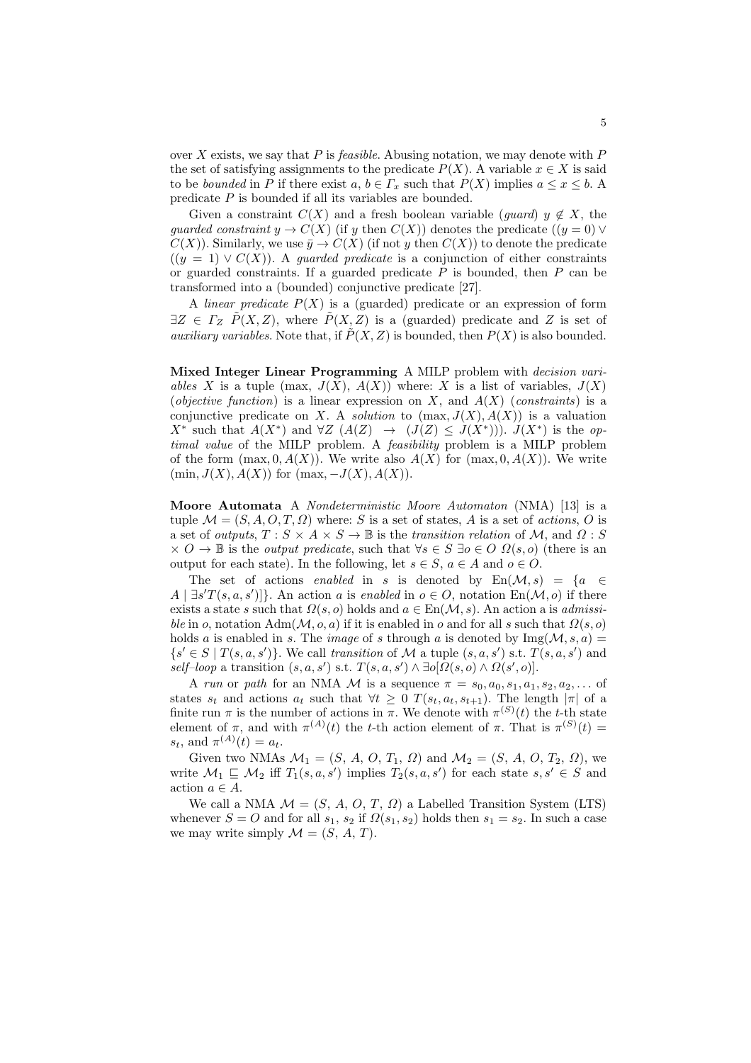over $X$ exists, we say that $P$ is *feasible*. Abusing notation, we may denote with $P$ the set of satisfying assignments to the predicate $P(X)$. A variable $x \in X$ is said to be *bounded* in $P$ if there exist $a$, $b \in \Gamma_x$ such that $P(X)$ implies $a \le x \le b$. A predicate $P$ is bounded if all its variables are bounded.

Given a constraint $C(X)$ and a fresh boolean variable (*guard*) $y \notin X$, the *guarded constraint* $y \to C(X)$ (if $y$ then $C(X)$) denotes the predicate $((y = 0) \vee C(X))$. Similarly, we use $\bar{y} \to C(X)$ (if not $y$ then $C(X)$) to denote the predicate $((y = 1) \vee C(X))$. A *guarded predicate* is a conjunction of either constraints or guarded constraints. If a guarded predicate $P$ is bounded, then $P$ can be transformed into a (bounded) conjunctive predicate [27].

A *linear predicate* $P(X)$ is a (guarded) predicate or an expression of form $\exists Z \in \Gamma_Z \ \tilde{P}(X, Z)$, where $\tilde{P}(X, Z)$ is a (guarded) predicate and $Z$ is set of *auxiliary variables*. Note that, if $\tilde{P}(X, Z)$ is bounded, then $P(X)$ is also bounded.

**Mixed Integer Linear Programming** A MILP problem with *decision variables* $X$ is a tuple $(\max, J(X), A(X))$ where: $X$ is a list of variables, $J(X)$ (*objective function*) is a linear expression on $X$, and $A(X)$ (*constraints*) is a conjunctive predicate on $X$. A *solution* to $(\max, J(X), A(X))$ is a valuation $X^*$ such that $A(X^*)$ and $\forall Z \ (A(Z) \ \to \ (J(Z) \le J(X^*)))$. $J(X^*)$ is the *optimal value* of the MILP problem. A *feasibility* problem is a MILP problem of the form $(\max, 0, A(X))$. We write also $A(X)$ for $(\max, 0, A(X))$. We write $(\min, J(X), A(X))$ for $(\max, -J(X), A(X))$.

**Moore Automata** A *Nondeterministic Moore Automaton* (NMA) [13] is a tuple $\mathcal{M} = (S, A, O, T, \Omega)$ where: $S$ is a set of states, $A$ is a set of *actions*, $O$ is a set of *outputs*, $T : S \times A \times S \to \mathbb{B}$ is the *transition relation* of $\mathcal{M}$, and $\Omega : S \times O \to \mathbb{B}$ is the *output predicate*, such that $\forall s \in S \ \exists o \in O \ \Omega(s, o)$ (there is an output for each state). In the following, let $s \in S$, $a \in A$ and $o \in O$.

The set of actions *enabled* in $s$ is denoted by $\text{En}(\mathcal{M}, s) = \{a \in A \mid \exists s' T(s, a, s')]\}$. An action $a$ is *enabled* in $o \in O$, notation $\text{En}(\mathcal{M}, o)$ if there exists a state $s$ such that $\Omega(s, o)$ holds and $a \in \text{En}(\mathcal{M}, s)$. An action is *admissible* in $o$, notation $\text{Adm}(\mathcal{M}, o, a)$ if it is enabled in $o$ and for all $s$ such that $\Omega(s, o)$ holds $a$ is enabled in $s$. The *image* of $s$ through $a$ is denoted by $\text{Img}(\mathcal{M}, s, a) = \{s' \in S \mid T(s, a, s')\}$. We call *transition* of $\mathcal{M}$ a tuple $(s, a, s')$ s.t. $T(s, a, s')$ and *self–loop* a transition $(s, a, s')$ s.t. $T(s, a, s') \wedge \exists o[\Omega(s, o) \wedge \Omega(s', o)]$.

A *run* or *path* for an NMA $\mathcal{M}$ is a sequence $\pi = s_0, a_0, s_1, a_1, s_2, a_2, \ldots$ of states $s_t$ and actions $a_t$ such that $\forall t \ge 0 \ T(s_t, a_t, s_{t+1})$. The length $|\pi|$ of a finite run $\pi$ is the number of actions in $\pi$. We denote with $\pi^{(S)}(t)$ the $t$-th state element of $\pi$, and with $\pi^{(A)}(t)$ the $t$-th action element of $\pi$. That is $\pi^{(S)}(t) = s_t$, and $\pi^{(A)}(t) = a_t$.

Given two NMAs $\mathcal{M}_1 = (S, A, O, T_1, \Omega)$ and $\mathcal{M}_2 = (S, A, O, T_2, \Omega)$, we write $\mathcal{M}_1 \sqsubseteq \mathcal{M}_2$ iff $T_1(s, a, s')$ implies $T_2(s, a, s')$ for each state $s, s' \in S$ and action $a \in A$.

We call a NMA $\mathcal{M} = (S, A, O, T, \Omega)$ a Labelled Transition System (LTS) whenever $S = O$ and for all $s_1$, $s_2$ if $\Omega(s_1, s_2)$ holds then $s_1 = s_2$. In such a case we may write simply $\mathcal{M} = (S, A, T)$.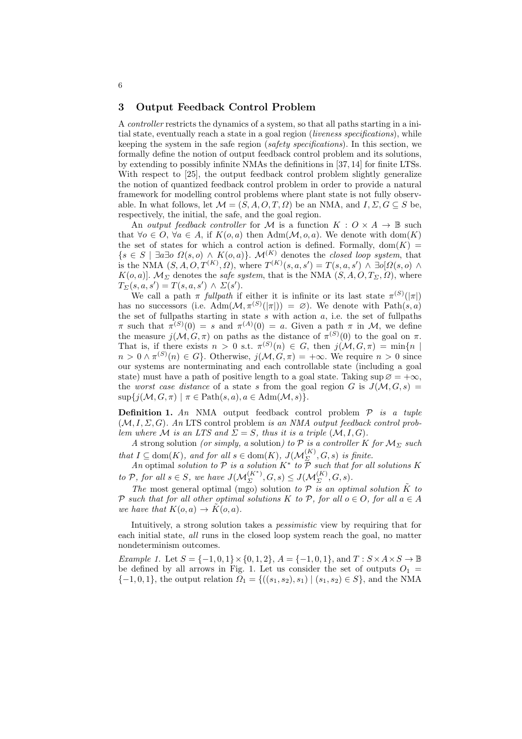## 3 Output Feedback Control Problem

A *controller* restricts the dynamics of a system, so that all paths starting in a initial state, eventually reach a state in a goal region (*liveness specifications*), while keeping the system in the safe region (*safety specifications*). In this section, we formally define the notion of output feedback control problem and its solutions, by extending to possibly infinite NMAs the definitions in [37, 14] for finite LTSs. With respect to [25], the output feedback control problem slightly generalize the notion of quantized feedback control problem in order to provide a natural framework for modelling control problems where plant state is not fully observable. In what follows, let $\mathcal{M} = (S, A, O, T, \Omega)$ be an NMA, and $I, \Sigma, G \subseteq S$ be, respectively, the initial, the safe, and the goal region.

An *output feedback controller* for $\mathcal{M}$ is a function $K : O \times A \to \mathbb{B}$ such that $\forall o \in O$, $\forall a \in A$, if $K(o, a)$ then $\mathrm{Adm}(\mathcal{M}, o, a)$. We denote with $\mathrm{dom}(K)$ the set of states for which a control action is defined. Formally, $\mathrm{dom}(K) = \{s \in S \mid \exists a \exists o\ \Omega(s, o) \wedge K(o, a)\}$. $\mathcal{M}^{(K)}$ denotes the *closed loop system*, that is the NMA $(S, A, O, T^{(K)}, \Omega)$, where $T^{(K)}(s, a, s') = T(s, a, s') \wedge \exists o[\Omega(s, o) \wedge K(o, a)]$. $\mathcal{M}_\Sigma$ denotes the *safe system*, that is the NMA $(S, A, O, T_\Sigma, \Omega)$, where $T_\Sigma(s, a, s') = T(s, a, s') \wedge \Sigma(s')$.

We call a path $\pi$ *fullpath* if either it is infinite or its last state $\pi^{(S)}(|\pi|)$ has no successors (i.e. $\mathrm{Adm}(\mathcal{M}, \pi^{(S)}(|\pi|)) = \varnothing$). We denote with $\mathrm{Path}(s, a)$ the set of fullpaths starting in state $s$ with action $a$, i.e. the set of fullpaths $\pi$ such that $\pi^{(S)}(0) = s$ and $\pi^{(A)}(0) = a$. Given a path $\pi$ in $\mathcal{M}$, we define the measure $j(\mathcal{M}, G, \pi)$ on paths as the distance of $\pi^{(S)}(0)$ to the goal on $\pi$. That is, if there exists $n > 0$ s.t. $\pi^{(S)}(n) \in G$, then $j(\mathcal{M}, G, \pi) = \min\{n \mid n > 0 \wedge \pi^{(S)}(n) \in G\}$. Otherwise, $j(\mathcal{M}, G, \pi) = +\infty$. We require $n > 0$ since our systems are nonterminating and each controllable state (including a goal state) must have a path of positive length to a goal state. Taking $\sup \varnothing = +\infty$, the *worst case distance* of a state $s$ from the goal region $G$ is $J(\mathcal{M}, G, s) = \sup\{j(\mathcal{M}, G, \pi) \mid \pi \in \mathrm{Path}(s, a), a \in \mathrm{Adm}(\mathcal{M}, s)\}$.

**Definition 1.** *An* NMA output feedback control problem $\mathcal{P}$ *is a tuple* $(\mathcal{M}, I, \Sigma, G)$*. An* LTS control problem *is an NMA output feedback control problem where* $\mathcal{M}$ *is an LTS and* $\Sigma = S$*, thus it is a triple* $(\mathcal{M}, I, G)$*.*

*A* strong solution *(or simply, a* solution*) to* $\mathcal{P}$ *is a controller* $K$ *for* $\mathcal{M}_\Sigma$ *such that* $I \subseteq \mathrm{dom}(K)$*, and for all* $s \in \mathrm{dom}(K)$*,* $J(\mathcal{M}_\Sigma^{(K)}, G, s)$ *is finite.*

*An* optimal *solution to* $\mathcal{P}$ *is a solution* $K^*$ *to* $\mathcal{P}$ *such that for all solutions* $K$ *to* $\mathcal{P}$*, for all* $s \in S$*, we have* $J(\mathcal{M}_\Sigma^{(K^*)}, G, s) \leq J(\mathcal{M}_\Sigma^{(K)}, G, s)$*.*

*The* most general optimal (mgo) *solution to* $\mathcal{P}$ *is an optimal solution* $\tilde{K}$ *to* $\mathcal{P}$ *such that for all other optimal solutions* $K$ *to* $\mathcal{P}$*, for all* $o \in O$*, for all* $a \in A$ *we have that* $K(o, a) \to \tilde{K}(o, a)$*.*

Intuitively, a strong solution takes a *pessimistic* view by requiring that for each initial state, *all* runs in the closed loop system reach the goal, no matter nondeterminism outcomes.

*Example 1.* Let $S = \{-1, 0, 1\} \times \{0, 1, 2\}$, $A = \{-1, 0, 1\}$, and $T : S \times A \times S \to \mathbb{B}$ be defined by all arrows in Fig. 1. Let us consider the set of outputs $O_1 = \{-1, 0, 1\}$, the output relation $\Omega_1 = \{((s_1, s_2), s_1) \mid (s_1, s_2) \in S\}$, and the NMA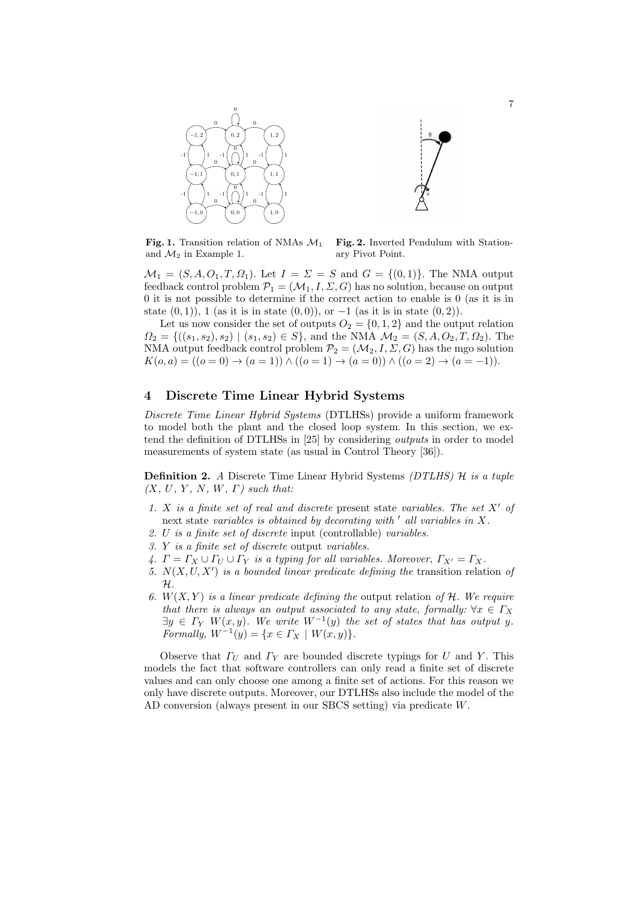**Fig. 1.** Transition relation of NMAs $\mathcal{M}_1$ and $\mathcal{M}_2$ in Example 1.

**Fig. 2.** Inverted Pendulum with Stationary Pivot Point.

$\mathcal{M}_1 = (S, A, O_1, T, \Omega_1)$. Let $I = \Sigma = S$ and $G = \{(0, 1)\}$. The NMA output feedback control problem $\mathcal{P}_1 = (\mathcal{M}_1, I, \Sigma, G)$ has no solution, because on output 0 it is not possible to determine if the correct action to enable is 0 (as it is in state $(0, 1)$), 1 (as it is in state $(0, 0)$), or $-1$ (as it is in state $(0, 2)$).

Let us now consider the set of outputs $O_2 = \{0, 1, 2\}$ and the output relation $\Omega_2 = \{((s_1, s_2), s_2) \mid (s_1, s_2) \in S\}$, and the NMA $\mathcal{M}_2 = (S, A, O_2, T, \Omega_2)$. The NMA output feedback control problem $\mathcal{P}_2 = (\mathcal{M}_2, I, \Sigma, G)$ has the mgo solution $K(o, a) = ((o = 0) \to (a = 1)) \land ((o = 1) \to (a = 0)) \land ((o = 2) \to (a = -1))$.

## 4 Discrete Time Linear Hybrid Systems

*Discrete Time Linear Hybrid Systems* (DTLHSs) provide a uniform framework to model both the plant and the closed loop system. In this section, we extend the definition of DTLHSs in [25] by considering *outputs* in order to model measurements of system state (as usual in Control Theory [36]).

**Definition 2.** *A* Discrete Time Linear Hybrid Systems *(DTLHS)* $\mathcal{H}$ *is a tuple* $(X, U, Y, N, W, \Gamma)$ *such that:*

1. $X$ *is a finite set of real and discrete* present state *variables. The set* $X'$ *of* next state *variables is obtained by decorating with* $'$ *all variables in* $X$*.*
2. $U$ *is a finite set of discrete* input (controllable) *variables.*
3. $Y$ *is a finite set of discrete* output *variables.*
4. $\Gamma = \Gamma_X \cup \Gamma_U \cup \Gamma_Y$ *is a typing for all variables. Moreover,* $\Gamma_{X'} = \Gamma_X$*.*
5. $N(X, U, X')$ *is a bounded linear predicate defining the* transition relation *of* $\mathcal{H}$*.*
6. $W(X, Y)$ *is a linear predicate defining the* output relation *of* $\mathcal{H}$*. We require that there is always an output associated to any state, formally:* $\forall x \in \Gamma_X$ $\exists y \in \Gamma_Y$ $W(x, y)$*. We write* $W^{-1}(y)$ *the set of states that has output* $y$*. Formally,* $W^{-1}(y) = \{x \in \Gamma_X \mid W(x, y)\}$*.*

Observe that $\Gamma_U$ and $\Gamma_Y$ are bounded discrete typings for $U$ and $Y$. This models the fact that software controllers can only read a finite set of discrete values and can only choose one among a finite set of actions. For this reason we only have discrete outputs. Moreover, our DTLHSs also include the model of the AD conversion (always present in our SBCS setting) via predicate $W$.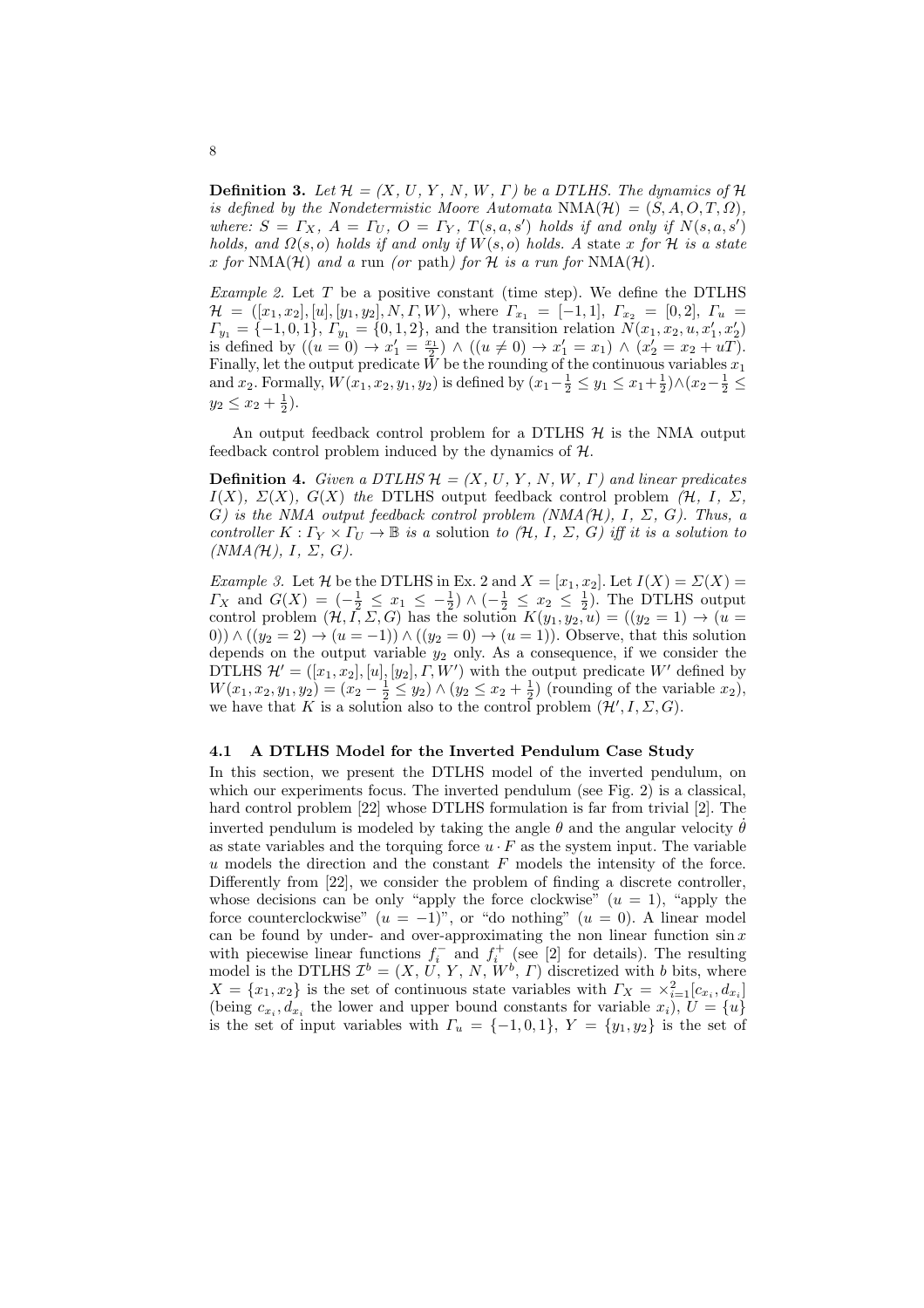**Definition 3.** *Let $\mathcal{H}$ = (X, U, Y, N, W, $\Gamma$) be a DTLHS. The dynamics of $\mathcal{H}$ is defined by the Nondetermistic Moore Automata* NMA($\mathcal{H}$) = $(S, A, O, T, \Omega)$, *where:* $S = \Gamma_X$, $A = \Gamma_U$, $O = \Gamma_Y$, $T(s, a, s')$ *holds if and only if* $N(s, a, s')$ *holds, and* $\Omega(s, o)$ *holds if and only if* $W(s, o)$ *holds. A* state *x for $\mathcal{H}$ is a state x for* NMA($\mathcal{H}$) *and a* run *(or* path*) for $\mathcal{H}$ is a run for* NMA($\mathcal{H}$).

*Example 2.* Let $T$ be a positive constant (time step). We define the DTLHS $\mathcal{H} = ([x_1, x_2], [u], [y_1, y_2], N, \Gamma, W)$, where $\Gamma_{x_1} = [-1, 1]$, $\Gamma_{x_2} = [0, 2]$, $\Gamma_u = \Gamma_{y_1} = \{-1, 0, 1\}$, $\Gamma_{y_1} = \{0, 1, 2\}$, and the transition relation $N(x_1, x_2, u, x'_1, x'_2)$ is defined by $((u = 0) \to x'_1 = \frac{x_1}{2}) \wedge ((u \neq 0) \to x'_1 = x_1) \wedge (x'_2 = x_2 + uT)$. Finally, let the output predicate $W$ be the rounding of the continuous variables $x_1$ and $x_2$. Formally, $W(x_1, x_2, y_1, y_2)$ is defined by $(x_1 - \frac{1}{2} \leq y_1 \leq x_1 + \frac{1}{2}) \wedge (x_2 - \frac{1}{2} \leq y_2 \leq x_2 + \frac{1}{2})$.

An output feedback control problem for a DTLHS $\mathcal{H}$ is the NMA output feedback control problem induced by the dynamics of $\mathcal{H}$.

**Definition 4.** *Given a DTLHS $\mathcal{H}$ = (X, U, Y, N, W, $\Gamma$) and linear predicates $I(X)$, $\Sigma(X)$, $G(X)$ the* DTLHS output feedback control problem *($\mathcal{H}$, I, $\Sigma$, G) is the NMA output feedback control problem (NMA($\mathcal{H}$), I, $\Sigma$, G). Thus, a controller* $K : \Gamma_Y \times \Gamma_U \to \mathbb{B}$ *is a* solution *to ($\mathcal{H}$, I, $\Sigma$, G) iff it is a solution to (NMA($\mathcal{H}$), I, $\Sigma$, G).*

*Example 3.* Let $\mathcal{H}$ be the DTLHS in Ex. 2 and $X = [x_1, x_2]$. Let $I(X) = \Sigma(X) = \Gamma_X$ and $G(X) = (-\frac{1}{2} \leq x_1 \leq -\frac{1}{2}) \wedge (-\frac{1}{2} \leq x_2 \leq \frac{1}{2})$. The DTLHS output control problem $(\mathcal{H}, I, \Sigma, G)$ has the solution $K(y_1, y_2, u) = ((y_2 = 1) \to (u = 0)) \wedge ((y_2 = 2) \to (u = -1)) \wedge ((y_2 = 0) \to (u = 1))$. Observe, that this solution depends on the output variable $y_2$ only. As a consequence, if we consider the DTLHS $\mathcal{H}' = ([x_1, x_2], [u], [y_2], \Gamma, W')$ with the output predicate $W'$ defined by $W(x_1, x_2, y_1, y_2) = (x_2 - \frac{1}{2} \leq y_2) \wedge (y_2 \leq x_2 + \frac{1}{2})$ (rounding of the variable $x_2$), we have that $K$ is a solution also to the control problem $(\mathcal{H}', I, \Sigma, G)$.

### 4.1 A DTLHS Model for the Inverted Pendulum Case Study

In this section, we present the DTLHS model of the inverted pendulum, on which our experiments focus. The inverted pendulum (see Fig. 2) is a classical, hard control problem [22] whose DTLHS formulation is far from trivial [2]. The inverted pendulum is modeled by taking the angle $\theta$ and the angular velocity $\dot{\theta}$ as state variables and the torquing force $u \cdot F$ as the system input. The variable $u$ models the direction and the constant $F$ models the intensity of the force. Differently from [22], we consider the problem of finding a discrete controller, whose decisions can be only "apply the force clockwise" ($u = 1$), "apply the force counterclockwise" ($u = -1$)", or "do nothing" ($u = 0$). A linear model can be found by under- and over-approximating the non linear function $\sin x$ with piecewise linear functions $f_i^-$ and $f_i^+$ (see [2] for details). The resulting model is the DTLHS $\mathcal{I}^b = (X, U, Y, N, W^b, \Gamma)$ discretized with $b$ bits, where $X = \{x_1, x_2\}$ is the set of continuous state variables with $\Gamma_X = \times_{i=1}^{2}[c_{x_i}, d_{x_i}]$ (being $c_{x_i}, d_{x_i}$ the lower and upper bound constants for variable $x_i$), $U = \{u\}$ is the set of input variables with $\Gamma_u = \{-1, 0, 1\}$, $Y = \{y_1, y_2\}$ is the set of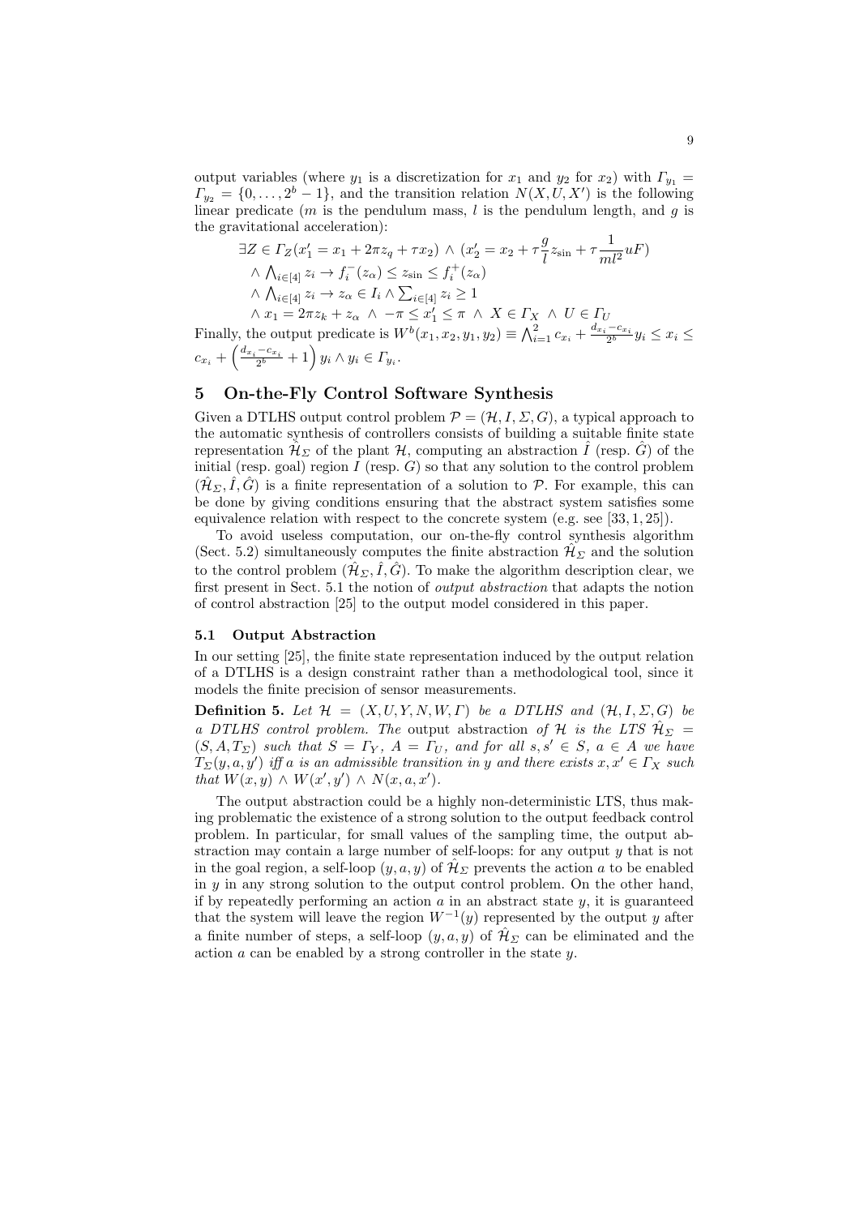output variables (where $y_1$ is a discretization for $x_1$ and $y_2$ for $x_2$) with $\Gamma_{y_1} = \Gamma_{y_2} = \{0, \ldots, 2^b - 1\}$, and the transition relation $N(X, U, X')$ is the following linear predicate ($m$ is the pendulum mass, $l$ is the pendulum length, and $g$ is the gravitational acceleration):

$$\begin{aligned}
&\exists Z \in \Gamma_Z (x_1' = x_1 + 2\pi z_q + \tau x_2) \wedge (x_2' = x_2 + \tau \frac{g}{l} z_{\sin} + \tau \frac{1}{ml^2} uF) \\
&\wedge \textstyle\bigwedge_{i \in [4]} z_i \rightarrow f_i^-(z_\alpha) \leq z_{\sin} \leq f_i^+(z_\alpha) \\
&\wedge \textstyle\bigwedge_{i \in [4]} z_i \rightarrow z_\alpha \in I_i \wedge \sum_{i \in [4]} z_i \geq 1 \\
&\wedge x_1 = 2\pi z_k + z_\alpha \wedge -\pi \leq x_1' \leq \pi \wedge X \in \Gamma_X \wedge U \in \Gamma_U
\end{aligned}$$

Finally, the output predicate is $W^b(x_1, x_2, y_1, y_2) \equiv \bigwedge_{i=1}^{2} c_{x_i} + \frac{d_{x_i} - c_{x_i}}{2^b} y_i \leq x_i \leq c_{x_i} + \left(\frac{d_{x_i} - c_{x_i}}{2^b} + 1\right) y_i \wedge y_i \in \Gamma_{y_i}$.

## 5 On-the-Fly Control Software Synthesis

Given a DTLHS output control problem $\mathcal{P} = (\mathcal{H}, I, \Sigma, G)$, a typical approach to the automatic synthesis of controllers consists of building a suitable finite state representation $\hat{\mathcal{H}}_\Sigma$ of the plant $\mathcal{H}$, computing an abstraction $\hat{I}$ (resp. $\hat{G}$) of the initial (resp. goal) region $I$ (resp. $G$) so that any solution to the control problem $(\hat{\mathcal{H}}_\Sigma, \hat{I}, \hat{G})$ is a finite representation of a solution to $\mathcal{P}$. For example, this can be done by giving conditions ensuring that the abstract system satisfies some equivalence relation with respect to the concrete system (e.g. see [33, 1, 25]).

To avoid useless computation, our on-the-fly control synthesis algorithm (Sect. 5.2) simultaneously computes the finite abstraction $\hat{\mathcal{H}}_\Sigma$ and the solution to the control problem $(\hat{\mathcal{H}}_\Sigma, \hat{I}, \hat{G})$. To make the algorithm description clear, we first present in Sect. 5.1 the notion of *output abstraction* that adapts the notion of control abstraction [25] to the output model considered in this paper.

### 5.1 Output Abstraction

In our setting [25], the finite state representation induced by the output relation of a DTLHS is a design constraint rather than a methodological tool, since it models the finite precision of sensor measurements.

**Definition 5.** *Let $\mathcal{H} = (X, U, Y, N, W, \Gamma)$ be a DTLHS and $(\mathcal{H}, I, \Sigma, G)$ be a DTLHS control problem. The* output abstraction *of $\mathcal{H}$ is the LTS $\hat{\mathcal{H}}_\Sigma = (S, A, T_\Sigma)$ such that $S = \Gamma_Y$, $A = \Gamma_U$, and for all $s, s' \in S$, $a \in A$ we have $T_\Sigma(y, a, y')$ iff $a$ is an admissible transition in $y$ and there exists $x, x' \in \Gamma_X$ such that $W(x, y) \wedge W(x', y') \wedge N(x, a, x')$.*

The output abstraction could be a highly non-deterministic LTS, thus making problematic the existence of a strong solution to the output feedback control problem. In particular, for small values of the sampling time, the output abstraction may contain a large number of self-loops: for any output $y$ that is not in the goal region, a self-loop $(y, a, y)$ of $\hat{\mathcal{H}}_\Sigma$ prevents the action $a$ to be enabled in $y$ in any strong solution to the output control problem. On the other hand, if by repeatedly performing an action $a$ in an abstract state $y$, it is guaranteed that the system will leave the region $W^{-1}(y)$ represented by the output $y$ after a finite number of steps, a self-loop $(y, a, y)$ of $\hat{\mathcal{H}}_\Sigma$ can be eliminated and the action $a$ can be enabled by a strong controller in the state $y$.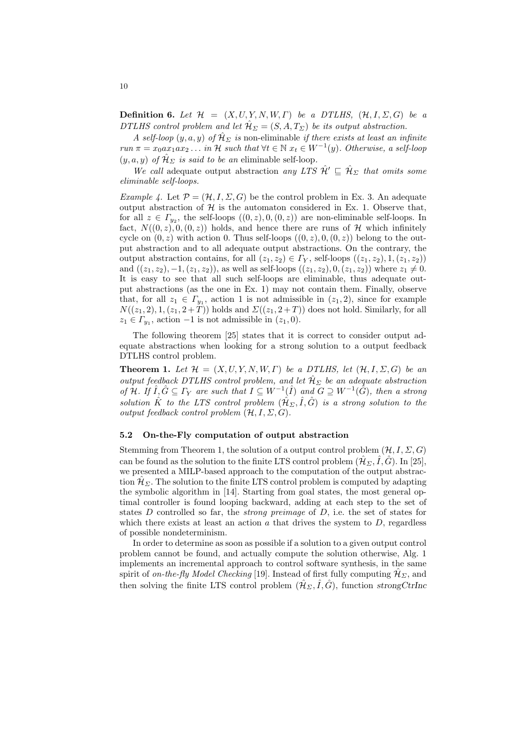**Definition 6.** *Let $\mathcal{H} = (X, U, Y, N, W, \Gamma)$ be a DTLHS, $(\mathcal{H}, I, \Sigma, G)$ be a DTLHS control problem and let $\hat{\mathcal{H}}_\Sigma = (S, A, T_\Sigma)$ be its output abstraction.*

*A self-loop $(y, a, y)$ of $\hat{\mathcal{H}}_\Sigma$ is* non-eliminable *if there exists at least an infinite run $\pi = x_0 a x_1 a x_2 \ldots$ in $\mathcal{H}$ such that $\forall t \in \mathbb{N}\ x_t \in W^{-1}(y)$. Otherwise, a self-loop $(y, a, y)$ of $\hat{\mathcal{H}}_\Sigma$ is said to be an* eliminable self-loop.

*We call* adequate output abstraction *any LTS $\hat{\mathcal{H}}' \sqsubseteq \hat{\mathcal{H}}_\Sigma$ that omits some eliminable self-loops.*

*Example 4.* Let $\mathcal{P} = (\mathcal{H}, I, \Sigma, G)$ be the control problem in Ex. 3. An adequate output abstraction of $\mathcal{H}$ is the automaton considered in Ex. 1. Observe that, for all $z \in \Gamma_{y_2}$, the self-loops $((0, z), 0, (0, z))$ are non-eliminable self-loops. In fact, $N((0, z), 0, (0, z))$ holds, and hence there are runs of $\mathcal{H}$ which infinitely cycle on $(0, z)$ with action 0. Thus self-loops $((0, z), 0, (0, z))$ belong to the output abstraction and to all adequate output abstractions. On the contrary, the output abstraction contains, for all $(z_1, z_2) \in \Gamma_Y$, self-loops $((z_1, z_2), 1, (z_1, z_2))$ and $((z_1, z_2), -1, (z_1, z_2))$, as well as self-loops $((z_1, z_2), 0, (z_1, z_2))$ where $z_1 \neq 0$. It is easy to see that all such self-loops are eliminable, thus adequate output abstractions (as the one in Ex. 1) may not contain them. Finally, observe that, for all $z_1 \in \Gamma_{y_1}$, action 1 is not admissible in $(z_1, 2)$, since for example $N((z_1, 2), 1, (z_1, 2 + T))$ holds and $\Sigma((z_1, 2 + T))$ does not hold. Similarly, for all $z_1 \in \Gamma_{y_1}$, action $-1$ is not admissible in $(z_1, 0)$.

The following theorem [25] states that it is correct to consider output adequate abstractions when looking for a strong solution to a output feedback DTLHS control problem.

**Theorem 1.** *Let $\mathcal{H} = (X, U, Y, N, W, \Gamma)$ be a DTLHS, let $(\mathcal{H}, I, \Sigma, G)$ be an output feedback DTLHS control problem, and let $\hat{\mathcal{H}}_\Sigma$ be an adequate abstraction of $\mathcal{H}$. If $\hat{I}, \hat{G} \subseteq \Gamma_Y$ are such that $I \subseteq W^{-1}(\hat{I})$ and $G \supseteq W^{-1}(\hat{G})$, then a strong solution $\hat{K}$ to the LTS control problem $(\hat{\mathcal{H}}_\Sigma, \hat{I}, \hat{G})$ is a strong solution to the output feedback control problem $(\mathcal{H}, I, \Sigma, G)$.*

### 5.2 On-the-Fly computation of output abstraction

Stemming from Theorem 1, the solution of a output control problem $(\mathcal{H}, I, \Sigma, G)$ can be found as the solution to the finite LTS control problem $(\hat{\mathcal{H}}_\Sigma, \hat{I}, \hat{G})$. In [25], we presented a MILP-based approach to the computation of the output abstraction $\hat{\mathcal{H}}_\Sigma$. The solution to the finite LTS control problem is computed by adapting the symbolic algorithm in [14]. Starting from goal states, the most general optimal controller is found looping backward, adding at each step to the set of states $D$ controlled so far, the *strong preimage* of $D$, i.e. the set of states for which there exists at least an action $a$ that drives the system to $D$, regardless of possible nondeterminism.

In order to determine as soon as possible if a solution to a given output control problem cannot be found, and actually compute the solution otherwise, Alg. 1 implements an incremental approach to control software synthesis, in the same spirit of *on-the-fly Model Checking* [19]. Instead of first fully computing $\hat{\mathcal{H}}_\Sigma$, and then solving the finite LTS control problem $(\hat{\mathcal{H}}_\Sigma, \hat{I}, \hat{G})$, function *strongCtrInc*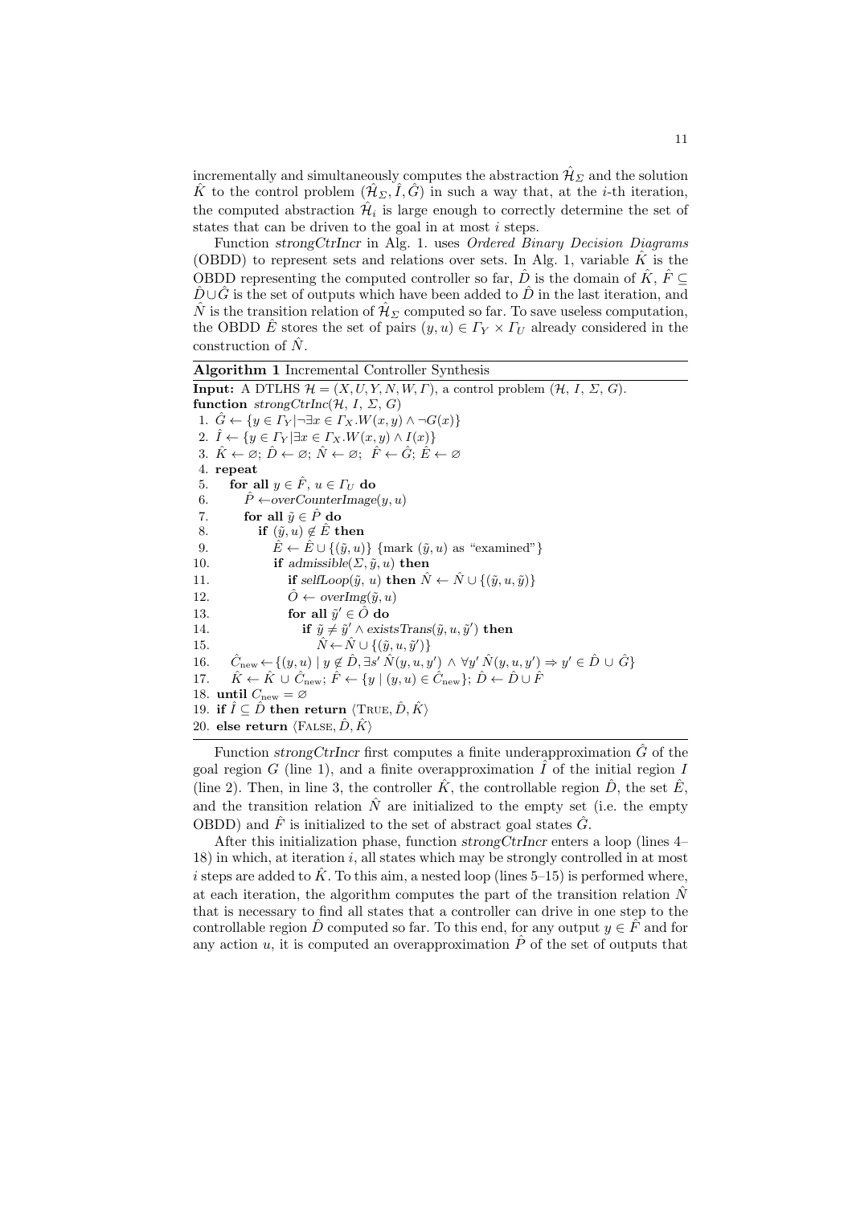incrementally and simultaneously computes the abstraction $\hat{\mathcal{H}}_\Sigma$ and the solution $\hat{K}$ to the control problem $(\hat{\mathcal{H}}_\Sigma, \hat{I}, \hat{G})$ in such a way that, at the $i$-th iteration, the computed abstraction $\hat{\mathcal{H}}_i$ is large enough to correctly determine the set of states that can be driven to the goal in at most $i$ steps.

Function *strongCtrIncr* in Alg. 1. uses *Ordered Binary Decision Diagrams* (OBDD) to represent sets and relations over sets. In Alg. 1, variable $\hat{K}$ is the OBDD representing the computed controller so far, $\hat{D}$ is the domain of $\hat{K}$, $\hat{F} \subseteq \hat{D} \cup \hat{G}$ is the set of outputs which have been added to $\hat{D}$ in the last iteration, and $\hat{N}$ is the transition relation of $\hat{\mathcal{H}}_\Sigma$ computed so far. To save useless computation, the OBDD $\hat{E}$ stores the set of pairs $(y, u) \in \Gamma_Y \times \Gamma_U$ already considered in the construction of $\hat{N}$.

**Algorithm 1** Incremental Controller Synthesis

**Input:** A DTLHS $\mathcal{H} = (X, U, Y, N, W, \Gamma)$, a control problem $(\mathcal{H}, I, \Sigma, G)$.
**function** *strongCtrInc*$(\mathcal{H}, I, \Sigma, G)$
1. $\hat{G} \leftarrow \{y \in \Gamma_Y | \neg\exists x \in \Gamma_X . W(x, y) \wedge \neg G(x)\}$
2. $\hat{I} \leftarrow \{y \in \Gamma_Y | \exists x \in \Gamma_X . W(x, y) \wedge I(x)\}$
3. $\hat{K} \leftarrow \varnothing$; $\hat{D} \leftarrow \varnothing$; $\hat{N} \leftarrow \varnothing$; $\hat{F} \leftarrow \hat{G}$; $\hat{E} \leftarrow \varnothing$
4. **repeat**
5. &nbsp;&nbsp;&nbsp;&nbsp;**for all** $y \in \hat{F}$, $u \in \Gamma_U$ **do**
6. &nbsp;&nbsp;&nbsp;&nbsp;&nbsp;&nbsp;&nbsp;&nbsp;$\hat{P} \leftarrow$*overCounterImage*$(y, u)$
7. &nbsp;&nbsp;&nbsp;&nbsp;&nbsp;&nbsp;&nbsp;&nbsp;**for all** $\tilde{y} \in \hat{P}$ **do**
8. &nbsp;&nbsp;&nbsp;&nbsp;&nbsp;&nbsp;&nbsp;&nbsp;&nbsp;&nbsp;&nbsp;&nbsp;**if** $(\tilde{y}, u) \notin \hat{E}$ **then**
9. &nbsp;&nbsp;&nbsp;&nbsp;&nbsp;&nbsp;&nbsp;&nbsp;&nbsp;&nbsp;&nbsp;&nbsp;&nbsp;&nbsp;&nbsp;&nbsp;$\hat{E} \leftarrow \hat{E} \cup \{(\tilde{y}, u)\}$ {mark $(\tilde{y}, u)$ as "examined"}
10. &nbsp;&nbsp;&nbsp;&nbsp;&nbsp;&nbsp;&nbsp;&nbsp;&nbsp;&nbsp;&nbsp;&nbsp;&nbsp;&nbsp;&nbsp;&nbsp;**if** *admissible*$(\Sigma, \tilde{y}, u)$ **then**
11. &nbsp;&nbsp;&nbsp;&nbsp;&nbsp;&nbsp;&nbsp;&nbsp;&nbsp;&nbsp;&nbsp;&nbsp;&nbsp;&nbsp;&nbsp;&nbsp;&nbsp;&nbsp;&nbsp;&nbsp;**if** *selfLoop*$(\tilde{y}, u)$ **then** $\hat{N} \leftarrow \hat{N} \cup \{(\tilde{y}, u, \tilde{y})\}$
12. &nbsp;&nbsp;&nbsp;&nbsp;&nbsp;&nbsp;&nbsp;&nbsp;&nbsp;&nbsp;&nbsp;&nbsp;&nbsp;&nbsp;&nbsp;&nbsp;&nbsp;&nbsp;&nbsp;&nbsp;$\hat{O} \leftarrow$ *overImg*$(\tilde{y}, u)$
13. &nbsp;&nbsp;&nbsp;&nbsp;&nbsp;&nbsp;&nbsp;&nbsp;&nbsp;&nbsp;&nbsp;&nbsp;&nbsp;&nbsp;&nbsp;&nbsp;&nbsp;&nbsp;&nbsp;&nbsp;**for all** $\tilde{y}' \in \hat{O}$ **do**
14. &nbsp;&nbsp;&nbsp;&nbsp;&nbsp;&nbsp;&nbsp;&nbsp;&nbsp;&nbsp;&nbsp;&nbsp;&nbsp;&nbsp;&nbsp;&nbsp;&nbsp;&nbsp;&nbsp;&nbsp;&nbsp;&nbsp;&nbsp;&nbsp;**if** $\tilde{y} \neq \tilde{y}' \wedge$ *existsTrans*$(\tilde{y}, u, \tilde{y}')$ **then**
15. &nbsp;&nbsp;&nbsp;&nbsp;&nbsp;&nbsp;&nbsp;&nbsp;&nbsp;&nbsp;&nbsp;&nbsp;&nbsp;&nbsp;&nbsp;&nbsp;&nbsp;&nbsp;&nbsp;&nbsp;&nbsp;&nbsp;&nbsp;&nbsp;&nbsp;&nbsp;&nbsp;&nbsp;$\hat{N} \leftarrow \hat{N} \cup \{(\tilde{y}, u, \tilde{y}')\}$
16. &nbsp;&nbsp;&nbsp;&nbsp;$\hat{C}_{\text{new}} \leftarrow \{(y, u) \mid y \notin \hat{D}, \exists s' \, \hat{N}(y, u, y') \wedge \forall y' \, \hat{N}(y, u, y') \Rightarrow y' \in \hat{D} \cup \hat{G}\}$
17. &nbsp;&nbsp;&nbsp;&nbsp;$\hat{K} \leftarrow \hat{K} \cup \hat{C}_{\text{new}}$; $\hat{F} \leftarrow \{y \mid (y, u) \in \hat{C}_{\text{new}}\}$; $\hat{D} \leftarrow \hat{D} \cup \hat{F}$
18. **until** $C_{\text{new}} = \varnothing$
19. **if** $\hat{I} \subseteq \hat{D}$ **then return** $\langle \text{TRUE}, \hat{D}, \hat{K} \rangle$
20. **else return** $\langle \text{FALSE}, \hat{D}, \hat{K} \rangle$

Function *strongCtrIncr* first computes a finite underapproximation $\hat{G}$ of the goal region $G$ (line 1), and a finite overapproximation $\hat{I}$ of the initial region $I$ (line 2). Then, in line 3, the controller $\hat{K}$, the controllable region $\hat{D}$, the set $\hat{E}$, and the transition relation $\hat{N}$ are initialized to the empty set (i.e. the empty OBDD) and $\hat{F}$ is initialized to the set of abstract goal states $\hat{G}$.

After this initialization phase, function *strongCtrIncr* enters a loop (lines 4–18) in which, at iteration $i$, all states which may be strongly controlled in at most $i$ steps are added to $\hat{K}$. To this aim, a nested loop (lines 5–15) is performed where, at each iteration, the algorithm computes the part of the transition relation $\hat{N}$ that is necessary to find all states that a controller can drive in one step to the controllable region $\hat{D}$ computed so far. To this end, for any output $y \in \hat{F}$ and for any action $u$, it is computed an overapproximation $\hat{P}$ of the set of outputs that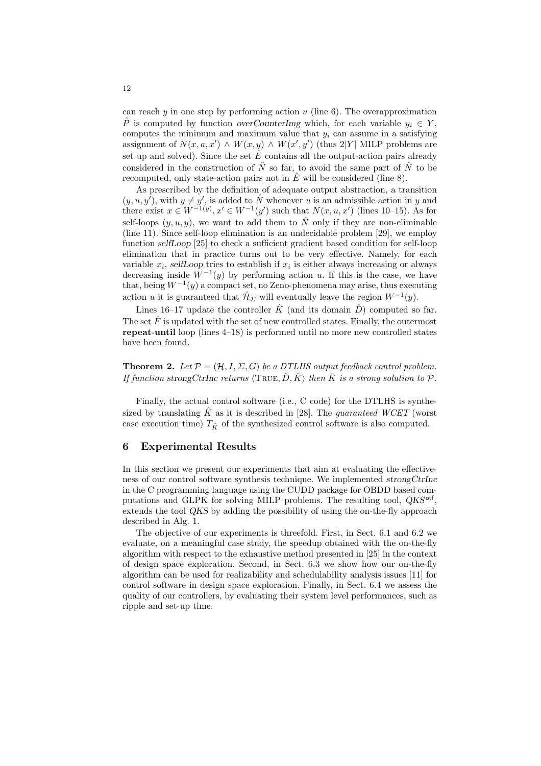can reach $y$ in one step by performing action $u$ (line 6). The overapproximation $\hat{P}$ is computed by function *overCounterImg* which, for each variable $y_i \in Y$, computes the minimum and maximum value that $y_i$ can assume in a satisfying assignment of $N(x, a, x') \wedge W(x, y) \wedge W(x', y')$ (thus $2|Y|$ MILP problems are set up and solved). Since the set $\hat{E}$ contains all the output-action pairs already considered in the construction of $\hat{N}$ so far, to avoid the same part of $\hat{N}$ to be recomputed, only state-action pairs not in $\hat{E}$ will be considered (line 8).

As prescribed by the definition of adequate output abstraction, a transition $(y, u, y')$, with $y \neq y'$, is added to $\hat{N}$ whenever $u$ is an admissible action in $y$ and there exist $x \in W^{-1(y)}, x' \in W^{-1}(y')$ such that $N(x, u, x')$ (lines 10–15). As for self-loops $(y, u, y)$, we want to add them to $\hat{N}$ only if they are non-eliminable (line 11). Since self-loop elimination is an undecidable problem [29], we employ function *selfLoop* [25] to check a sufficient gradient based condition for self-loop elimination that in practice turns out to be very effective. Namely, for each variable $x_i$, *selfLoop* tries to establish if $x_i$ is either always increasing or always decreasing inside $W^{-1}(y)$ by performing action $u$. If this is the case, we have that, being $W^{-1}(y)$ a compact set, no Zeno-phenomena may arise, thus executing action $u$ it is guaranteed that $\hat{\mathcal{H}}_\Sigma$ will eventually leave the region $W^{-1}(y)$.

Lines 16–17 update the controller $\hat{K}$ (and its domain $\hat{D}$) computed so far. The set $\hat{F}$ is updated with the set of new controlled states. Finally, the outermost **repeat-until** loop (lines 4–18) is performed until no more new controlled states have been found.

**Theorem 2.** *Let $\mathcal{P} = (\mathcal{H}, I, \Sigma, G)$ be a DTLHS output feedback control problem. If function strongCtrInc returns $\langle \text{TRUE}, \hat{D}, \hat{K} \rangle$ then $\hat{K}$ is a strong solution to $\mathcal{P}$.*

Finally, the actual control software (i.e., C code) for the DTLHS is synthesized by translating $\hat{K}$ as it is described in [28]. The *guaranteed WCET* (worst case execution time) $T_{\hat{K}}$ of the synthesized control software is also computed.

## 6 Experimental Results

In this section we present our experiments that aim at evaluating the effectiveness of our control software synthesis technique. We implemented *strongCtrInc* in the C programming language using the CUDD package for OBDD based computations and GLPK for solving MILP problems. The resulting tool, $QKS^{\mathsf{otf}}$, extends the tool *QKS* by adding the possibility of using the on-the-fly approach described in Alg. 1.

The objective of our experiments is threefold. First, in Sect. 6.1 and 6.2 we evaluate, on a meaningful case study, the speedup obtained with the on-the-fly algorithm with respect to the exhaustive method presented in [25] in the context of design space exploration. Second, in Sect. 6.3 we show how our on-the-fly algorithm can be used for realizability and schedulability analysis issues [11] for control software in design space exploration. Finally, in Sect. 6.4 we assess the quality of our controllers, by evaluating their system level performances, such as ripple and set-up time.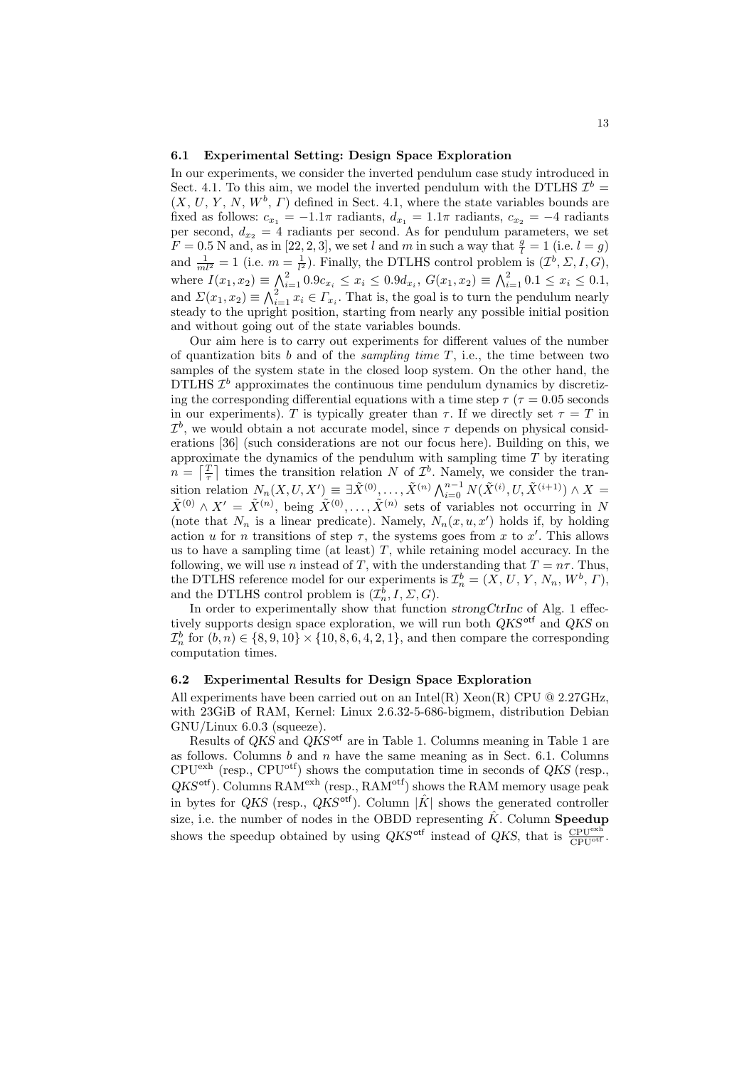### 6.1 Experimental Setting: Design Space Exploration

In our experiments, we consider the inverted pendulum case study introduced in Sect. 4.1. To this aim, we model the inverted pendulum with the DTLHS $\mathcal{I}^b = (X, U, Y, N, W^b, \Gamma)$ defined in Sect. 4.1, where the state variables bounds are fixed as follows: $c_{x_1} = -1.1\pi$ radiants, $d_{x_1} = 1.1\pi$ radiants, $c_{x_2} = -4$ radiants per second, $d_{x_2} = 4$ radiants per second. As for pendulum parameters, we set $F = 0.5$ N and, as in [22, 2, 3], we set $l$ and $m$ in such a way that $\frac{g}{l} = 1$ (i.e. $l = g$) and $\frac{1}{ml^2} = 1$ (i.e. $m = \frac{1}{l^2}$). Finally, the DTLHS control problem is $(\mathcal{I}^b, \Sigma, I, G)$, where $I(x_1, x_2) \equiv \bigwedge_{i=1}^{2} 0.9c_{x_i} \leq x_i \leq 0.9d_{x_i}$, $G(x_1, x_2) \equiv \bigwedge_{i=1}^{2} 0.1 \leq x_i \leq 0.1$, and $\Sigma(x_1, x_2) \equiv \bigwedge_{i=1}^{2} x_i \in \Gamma_{x_i}$. That is, the goal is to turn the pendulum nearly steady to the upright position, starting from nearly any possible initial position and without going out of the state variables bounds.

Our aim here is to carry out experiments for different values of the number of quantization bits $b$ and of the *sampling time* $T$, i.e., the time between two samples of the system state in the closed loop system. On the other hand, the DTLHS $\mathcal{I}^b$ approximates the continuous time pendulum dynamics by discretizing the corresponding differential equations with a time step $\tau$ ($\tau = 0.05$ seconds in our experiments). $T$ is typically greater than $\tau$. If we directly set $\tau = T$ in $\mathcal{I}^b$, we would obtain a not accurate model, since $\tau$ depends on physical considerations [36] (such considerations are not our focus here). Building on this, we approximate the dynamics of the pendulum with sampling time $T$ by iterating $n = \lceil \frac{T}{\tau} \rceil$ times the transition relation $N$ of $\mathcal{I}^b$. Namely, we consider the transition relation $N_n(X, U, X') \equiv \exists \tilde{X}^{(0)}, \ldots, \tilde{X}^{(n)} \bigwedge_{i=0}^{n-1} N(\tilde{X}^{(i)}, U, \tilde{X}^{(i+1)}) \wedge X = \tilde{X}^{(0)} \wedge X' = \tilde{X}^{(n)}$, being $\tilde{X}^{(0)}, \ldots, \tilde{X}^{(n)}$ sets of variables not occurring in $N$ (note that $N_n$ is a linear predicate). Namely, $N_n(x, u, x')$ holds if, by holding action $u$ for $n$ transitions of step $\tau$, the systems goes from $x$ to $x'$. This allows us to have a sampling time (at least) $T$, while retaining model accuracy. In the following, we will use $n$ instead of $T$, with the understanding that $T = n\tau$. Thus, the DTLHS reference model for our experiments is $\mathcal{I}_n^b = (X, U, Y, N_n, W^b, \Gamma)$, and the DTLHS control problem is $(\mathcal{I}_n^b, I, \Sigma, G)$.

In order to experimentally show that function *strongCtrInc* of Alg. 1 effectively supports design space exploration, we will run both $QKS^{\mathsf{otf}}$ and $QKS$ on $\mathcal{I}_n^b$ for $(b, n) \in \{8, 9, 10\} \times \{10, 8, 6, 4, 2, 1\}$, and then compare the corresponding computation times.

### 6.2 Experimental Results for Design Space Exploration

All experiments have been carried out on an Intel(R) Xeon(R) CPU @ 2.27GHz, with 23GiB of RAM, Kernel: Linux 2.6.32-5-686-bigmem, distribution Debian GNU/Linux 6.0.3 (squeeze).

Results of $QKS$ and $QKS^{\mathsf{otf}}$ are in Table 1. Columns meaning in Table 1 are as follows. Columns $b$ and $n$ have the same meaning as in Sect. 6.1. Columns $\text{CPU}^{\text{exh}}$ (resp., $\text{CPU}^{\text{otf}}$) shows the computation time in seconds of $QKS$ (resp., $QKS^{\mathsf{otf}}$). Columns $\text{RAM}^{\text{exh}}$ (resp., $\text{RAM}^{\text{otf}}$) shows the RAM memory usage peak in bytes for $QKS$ (resp., $QKS^{\mathsf{otf}}$). Column $|\hat{K}|$ shows the generated controller size, i.e. the number of nodes in the OBDD representing $\hat{K}$. Column **Speedup** shows the speedup obtained by using $QKS^{\mathsf{otf}}$ instead of $QKS$, that is $\frac{\text{CPU}^{\text{exh}}}{\text{CPU}^{\text{otf}}}$.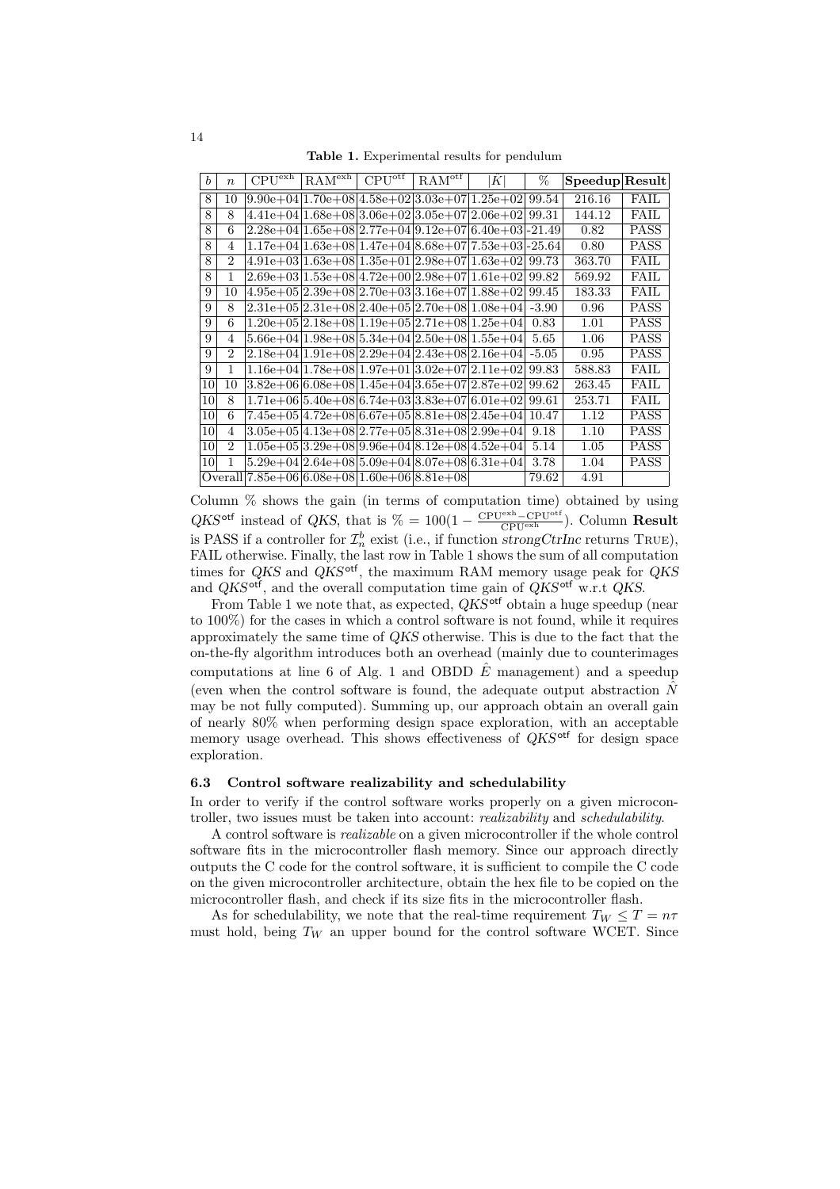**Table 1.** Experimental results for pendulum

| $b$ | $n$ | CPU$^{\text{exh}}$ | RAM$^{\text{exh}}$ | CPU$^{\text{otf}}$ | RAM$^{\text{otf}}$ | $\lvert\hat{K}\rvert$ | % | **Speedup** | **Result** |
|---|---|---|---|---|---|---|---|---|---|
| 8 | 10 | 9.90e+04 | 1.70e+08 | 4.58e+02 | 3.03e+07 | 1.25e+02 | 99.54 | 216.16 | FAIL |
| 8 | 8 | 4.41e+04 | 1.68e+08 | 3.06e+02 | 3.05e+07 | 2.06e+02 | 99.31 | 144.12 | FAIL |
| 8 | 6 | 2.28e+04 | 1.65e+08 | 2.77e+04 | 9.12e+07 | 6.40e+03 | -21.49 | 0.82 | PASS |
| 8 | 4 | 1.17e+04 | 1.63e+08 | 1.47e+04 | 8.68e+07 | 7.53e+03 | -25.64 | 0.80 | PASS |
| 8 | 2 | 4.91e+03 | 1.63e+08 | 1.35e+01 | 2.98e+07 | 1.63e+02 | 99.73 | 363.70 | FAIL |
| 8 | 1 | 2.69e+03 | 1.53e+08 | 4.72e+00 | 2.98e+07 | 1.61e+02 | 99.82 | 569.92 | FAIL |
| 9 | 10 | 4.95e+05 | 2.39e+08 | 2.70e+03 | 3.16e+07 | 1.88e+02 | 99.45 | 183.33 | FAIL |
| 9 | 8 | 2.31e+05 | 2.31e+08 | 2.40e+05 | 2.70e+08 | 1.08e+04 | -3.90 | 0.96 | PASS |
| 9 | 6 | 1.20e+05 | 2.18e+08 | 1.19e+05 | 2.71e+08 | 1.25e+04 | 0.83 | 1.01 | PASS |
| 9 | 4 | 5.66e+04 | 1.98e+08 | 5.34e+04 | 2.50e+08 | 1.55e+04 | 5.65 | 1.06 | PASS |
| 9 | 2 | 2.18e+04 | 1.91e+08 | 2.29e+04 | 2.43e+08 | 2.16e+04 | -5.05 | 0.95 | PASS |
| 9 | 1 | 1.16e+04 | 1.78e+08 | 1.97e+01 | 3.02e+07 | 2.11e+02 | 99.83 | 588.83 | FAIL |
| 10 | 10 | 3.82e+06 | 6.08e+08 | 1.45e+04 | 3.65e+07 | 2.87e+02 | 99.62 | 263.45 | FAIL |
| 10 | 8 | 1.71e+06 | 5.40e+08 | 6.74e+03 | 3.83e+07 | 6.01e+02 | 99.61 | 253.71 | FAIL |
| 10 | 6 | 7.45e+05 | 4.72e+08 | 6.67e+05 | 8.81e+08 | 2.45e+04 | 10.47 | 1.12 | PASS |
| 10 | 4 | 3.05e+05 | 4.13e+08 | 2.77e+05 | 8.31e+08 | 2.99e+04 | 9.18 | 1.10 | PASS |
| 10 | 2 | 1.05e+05 | 3.29e+08 | 9.96e+04 | 8.12e+08 | 4.52e+04 | 5.14 | 1.05 | PASS |
| 10 | 1 | 5.29e+04 | 2.64e+08 | 5.09e+04 | 8.07e+08 | 6.31e+04 | 3.78 | 1.04 | PASS |
| Overall | | 7.85e+06 | 6.08e+08 | 1.60e+06 | 8.81e+08 | | 79.62 | 4.91 | |

Column % shows the gain (in terms of computation time) obtained by using $QKS^{\mathsf{otf}}$ instead of $QKS$, that is $\% = 100(1 - \frac{\text{CPU}^{\text{exh}} - \text{CPU}^{\text{otf}}}{\text{CPU}^{\text{exh}}})$. Column **Result** is PASS if a controller for $\mathcal{I}_n^b$ exist (i.e., if function *strongCtrInc* returns TRUE), FAIL otherwise. Finally, the last row in Table 1 shows the sum of all computation times for $QKS$ and $QKS^{\mathsf{otf}}$, the maximum RAM memory usage peak for $QKS$ and $QKS^{\mathsf{otf}}$, and the overall computation time gain of $QKS^{\mathsf{otf}}$ w.r.t $QKS$.

From Table 1 we note that, as expected, $QKS^{\mathsf{otf}}$ obtain a huge speedup (near to 100%) for the cases in which a control software is not found, while it requires approximately the same time of $QKS$ otherwise. This is due to the fact that the on-the-fly algorithm introduces both an overhead (mainly due to counterimages computations at line 6 of Alg. 1 and OBDD $\hat{E}$ management) and a speedup (even when the control software is found, the adequate output abstraction $\hat{N}$ may be not fully computed). Summing up, our approach obtain an overall gain of nearly 80% when performing design space exploration, with an acceptable memory usage overhead. This shows effectiveness of $QKS^{\mathsf{otf}}$ for design space exploration.

### 6.3 Control software realizability and schedulability

In order to verify if the control software works properly on a given microcontroller, two issues must be taken into account: *realizability* and *schedulability*.

A control software is *realizable* on a given microcontroller if the whole control software fits in the microcontroller flash memory. Since our approach directly outputs the C code for the control software, it is sufficient to compile the C code on the given microcontroller architecture, obtain the hex file to be copied on the microcontroller flash, and check if its size fits in the microcontroller flash.

As for schedulability, we note that the real-time requirement $T_W \leq T = n\tau$ must hold, being $T_W$ an upper bound for the control software WCET. Since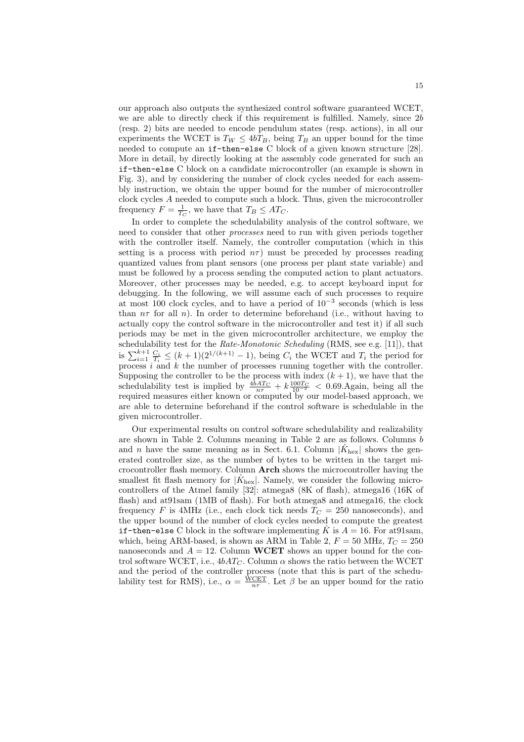our approach also outputs the synthesized control software guaranteed WCET, we are able to directly check if this requirement is fulfilled. Namely, since $2b$ (resp. 2) bits are needed to encode pendulum states (resp. actions), in all our experiments the WCET is $T_W \leq 4bT_B$, being $T_B$ an upper bound for the time needed to compute an `if-then-else` C block of a given known structure [28]. More in detail, by directly looking at the assembly code generated for such an `if-then-else` C block on a candidate microcontroller (an example is shown in Fig. 3), and by considering the number of clock cycles needed for each assembly instruction, we obtain the upper bound for the number of microcontroller clock cycles $A$ needed to compute such a block. Thus, given the microcontroller frequency $F = \frac{1}{T_C}$, we have that $T_B \leq AT_C$.

In order to complete the schedulability analysis of the control software, we need to consider that other *processes* need to run with given periods together with the controller itself. Namely, the controller computation (which in this setting is a process with period $n\tau$) must be preceded by processes reading quantized values from plant sensors (one process per plant state variable) and must be followed by a process sending the computed action to plant actuators. Moreover, other processes may be needed, e.g. to accept keyboard input for debugging. In the following, we will assume each of such processes to require at most 100 clock cycles, and to have a period of $10^{-3}$ seconds (which is less than $n\tau$ for all $n$). In order to determine beforehand (i.e., without having to actually copy the control software in the microcontroller and test it) if all such periods may be met in the given microcontroller architecture, we employ the schedulability test for the *Rate-Monotonic Scheduling* (RMS, see e.g. [11]), that is $\sum_{i=1}^{k+1} \frac{C_i}{T_i} \leq (k+1)(2^{1/(k+1)} - 1)$, being $C_i$ the WCET and $T_i$ the period for process $i$ and $k$ the number of processes running together with the controller. Supposing the controller to be the process with index $(k+1)$, we have that the schedulability test is implied by $\frac{4bAT_C}{n\tau} + k\frac{100T_C}{10^{-3}} < 0.69$.Again, being all the required measures either known or computed by our model-based approach, we are able to determine beforehand if the control software is schedulable in the given microcontroller.

Our experimental results on control software schedulability and realizability are shown in Table 2. Columns meaning in Table 2 are as follows. Columns $b$ and $n$ have the same meaning as in Sect. 6.1. Column $|\hat{K}_{\mathrm{hex}}|$ shows the generated controller size, as the number of bytes to be written in the target microcontroller flash memory. Column **Arch** shows the microcontroller having the smallest fit flash memory for $|\hat{K}_{\mathrm{hex}}|$. Namely, we consider the following microcontrollers of the Atmel family [32]: atmega8 (8K of flash), atmega16 (16K of flash) and at91sam (1MB of flash). For both atmega8 and atmega16, the clock frequency $F$ is 4MHz (i.e., each clock tick needs $T_C = 250$ nanoseconds), and the upper bound of the number of clock cycles needed to compute the greatest `if-then-else` C block in the software implementing $\hat{K}$ is $A = 16$. For at91sam, which, being ARM-based, is shown as ARM in Table 2, $F = 50$ MHz, $T_C = 250$ nanoseconds and $A = 12$. Column **WCET** shows an upper bound for the control software WCET, i.e., $4bAT_C$. Column $\alpha$ shows the ratio between the WCET and the period of the controller process (note that this is part of the schedulability test for RMS), i.e., $\alpha = \frac{\mathrm{WCET}}{n\tau}$. Let $\beta$ be an upper bound for the ratio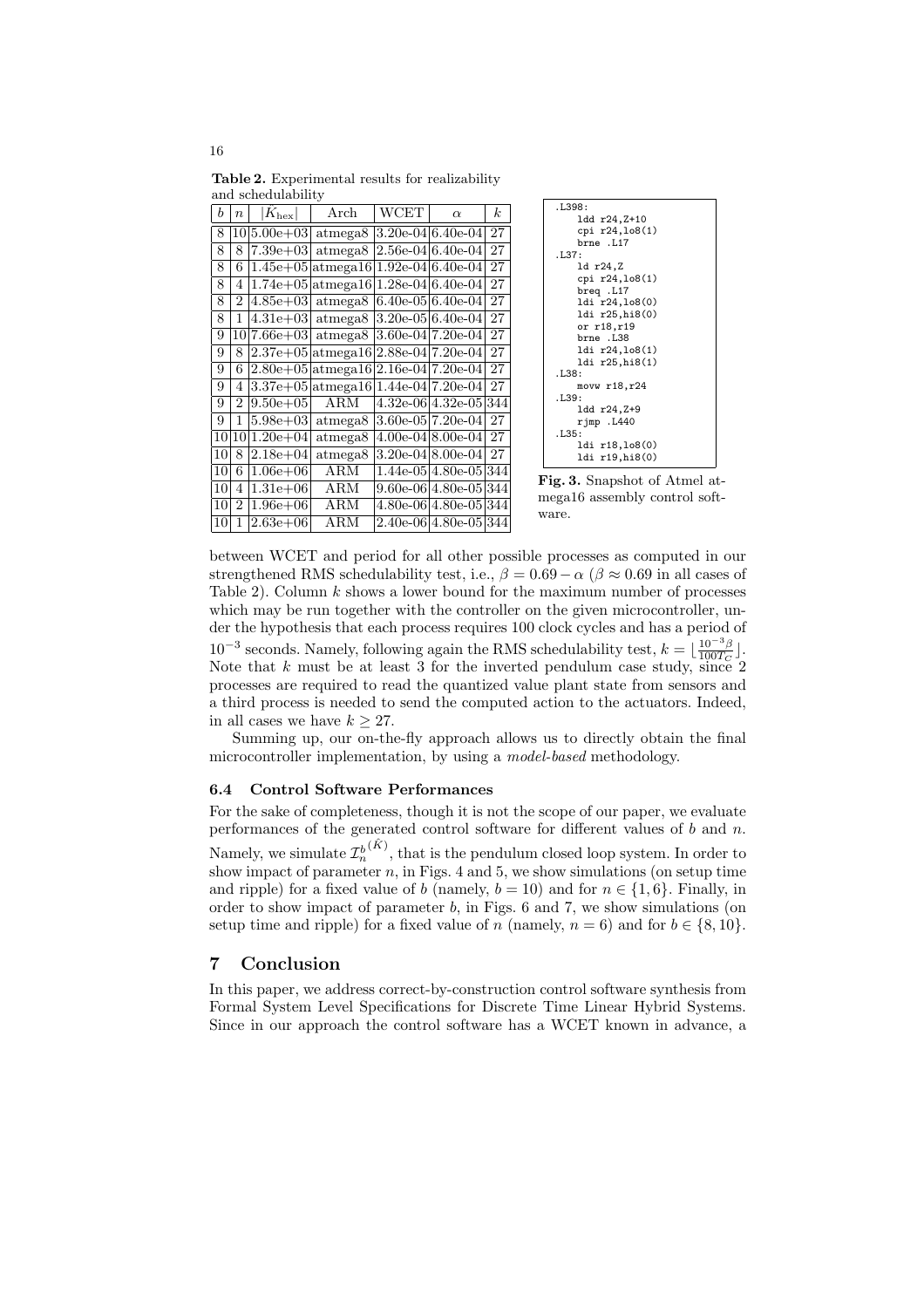**Table 2.** Experimental results for realizability and schedulability

| $b$ | $n$ | $\|K_{\text{hex}}\|$ | Arch | WCET | $\alpha$ | $k$ |
|---|---|---|---|---|---|---|
| 8 | 10 | 5.00e+03 | atmega8 | 3.20e-04 | 6.40e-04 | 27 |
| 8 | 8 | 7.39e+03 | atmega8 | 2.56e-04 | 6.40e-04 | 27 |
| 8 | 6 | 1.45e+05 | atmega16 | 1.92e-04 | 6.40e-04 | 27 |
| 8 | 4 | 1.74e+05 | atmega16 | 1.28e-04 | 6.40e-04 | 27 |
| 8 | 2 | 4.85e+03 | atmega8 | 6.40e-05 | 6.40e-04 | 27 |
| 8 | 1 | 4.31e+03 | atmega8 | 3.20e-05 | 6.40e-04 | 27 |
| 9 | 10 | 7.66e+03 | atmega8 | 3.60e-04 | 7.20e-04 | 27 |
| 9 | 8 | 2.37e+05 | atmega16 | 2.88e-04 | 7.20e-04 | 27 |
| 9 | 6 | 2.80e+05 | atmega16 | 2.16e-04 | 7.20e-04 | 27 |
| 9 | 4 | 3.37e+05 | atmega16 | 1.44e-04 | 7.20e-04 | 27 |
| 9 | 2 | 9.50e+05 | ARM | 4.32e-06 | 4.32e-05 | 344 |
| 9 | 1 | 5.98e+03 | atmega8 | 3.60e-05 | 7.20e-04 | 27 |
| 10 | 10 | 1.20e+04 | atmega8 | 4.00e-04 | 8.00e-04 | 27 |
| 10 | 8 | 2.18e+04 | atmega8 | 3.20e-04 | 8.00e-04 | 27 |
| 10 | 6 | 1.06e+06 | ARM | 1.44e-05 | 4.80e-05 | 344 |
| 10 | 4 | 1.31e+06 | ARM | 9.60e-06 | 4.80e-05 | 344 |
| 10 | 2 | 1.96e+06 | ARM | 4.80e-06 | 4.80e-05 | 344 |
| 10 | 1 | 2.63e+06 | ARM | 2.40e-06 | 4.80e-05 | 344 |

```
.L398:
    ldd r24,Z+10
    cpi r24,lo8(1)
    brne .L17
.L37:
    ld r24,Z
    cpi r24,lo8(1)
    breq .L17
    ldi r24,lo8(0)
    ldi r25,hi8(0)
    or r18,r19
    brne .L38
    ldi r24,lo8(1)
    ldi r25,hi8(1)
.L38:
    movw r18,r24
.L39:
    ldd r24,Z+9
    rjmp .L440
.L35:
    ldi r18,lo8(0)
    ldi r19,hi8(0)
```

**Fig. 3.** Snapshot of Atmel atmega16 assembly control software.

between WCET and period for all other possible processes as computed in our strengthened RMS schedulability test, i.e., $\beta = 0.69 - \alpha$ ($\beta \approx 0.69$ in all cases of Table 2). Column $k$ shows a lower bound for the maximum number of processes which may be run together with the controller on the given microcontroller, under the hypothesis that each process requires 100 clock cycles and has a period of $10^{-3}$ seconds. Namely, following again the RMS schedulability test, $k = \lfloor \frac{10^{-3}\beta}{100T_C} \rfloor$. Note that $k$ must be at least 3 for the inverted pendulum case study, since 2 processes are required to read the quantized value plant state from sensors and a third process is needed to send the computed action to the actuators. Indeed, in all cases we have $k \geq 27$.

Summing up, our on-the-fly approach allows us to directly obtain the final microcontroller implementation, by using a *model-based* methodology.

### 6.4 Control Software Performances

For the sake of completeness, though it is not the scope of our paper, we evaluate performances of the generated control software for different values of $b$ and $n$. Namely, we simulate $\mathcal{I}_n^{b\,(\tilde{K})}$, that is the pendulum closed loop system. In order to show impact of parameter $n$, in Figs. 4 and 5, we show simulations (on setup time and ripple) for a fixed value of $b$ (namely, $b = 10$) and for $n \in \{1, 6\}$. Finally, in order to show impact of parameter $b$, in Figs. 6 and 7, we show simulations (on setup time and ripple) for a fixed value of $n$ (namely, $n = 6$) and for $b \in \{8, 10\}$.

## 7 Conclusion

In this paper, we address correct-by-construction control software synthesis from Formal System Level Specifications for Discrete Time Linear Hybrid Systems. Since in our approach the control software has a WCET known in advance, a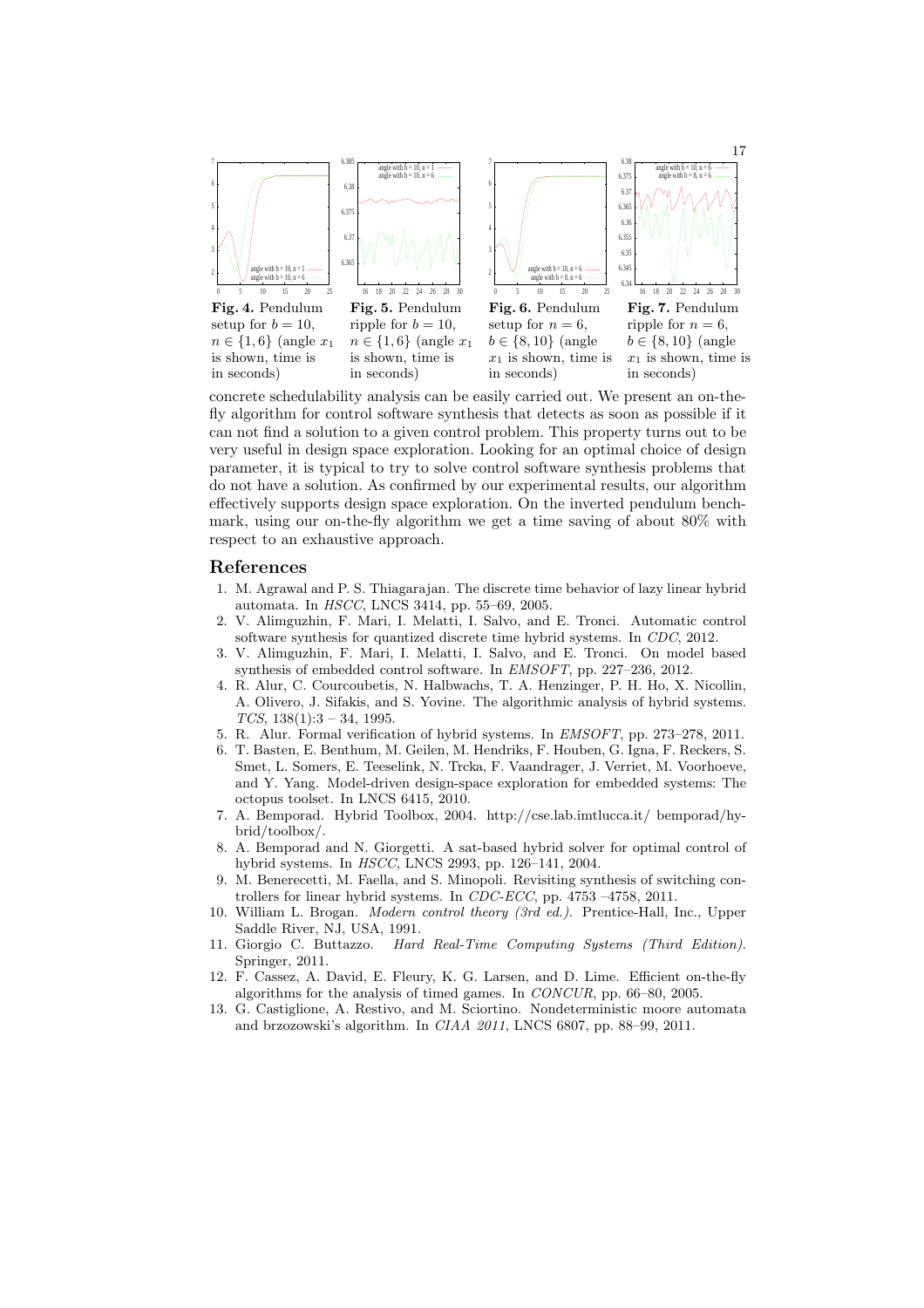**Fig. 4.** Pendulum setup for $b = 10$, $n \in \{1, 6\}$ (angle $x_1$ is shown, time is in seconds)

**Fig. 5.** Pendulum ripple for $b = 10$, $n \in \{1, 6\}$ (angle $x_1$ is shown, time is in seconds)

**Fig. 6.** Pendulum setup for $n = 6$, $b \in \{8, 10\}$ (angle $x_1$ is shown, time is in seconds)

**Fig. 7.** Pendulum ripple for $n = 6$, $b \in \{8, 10\}$ (angle $x_1$ is shown, time is in seconds)

concrete schedulability analysis can be easily carried out. We present an on-the-fly algorithm for control software synthesis that detects as soon as possible if it can not find a solution to a given control problem. This property turns out to be very useful in design space exploration. Looking for an optimal choice of design parameter, it is typical to try to solve control software synthesis problems that do not have a solution. As confirmed by our experimental results, our algorithm effectively supports design space exploration. On the inverted pendulum benchmark, using our on-the-fly algorithm we get a time saving of about 80% with respect to an exhaustive approach.

## References

1. M. Agrawal and P. S. Thiagarajan. The discrete time behavior of lazy linear hybrid automata. In *HSCC*, LNCS 3414, pp. 55–69, 2005.
2. V. Alimguzhin, F. Mari, I. Melatti, I. Salvo, and E. Tronci. Automatic control software synthesis for quantized discrete time hybrid systems. In *CDC*, 2012.
3. V. Alimguzhin, F. Mari, I. Melatti, I. Salvo, and E. Tronci. On model based synthesis of embedded control software. In *EMSOFT*, pp. 227–236, 2012.
4. R. Alur, C. Courcoubetis, N. Halbwachs, T. A. Henzinger, P. H. Ho, X. Nicollin, A. Olivero, J. Sifakis, and S. Yovine. The algorithmic analysis of hybrid systems. *TCS*, 138(1):3 – 34, 1995.
5. R. Alur. Formal verification of hybrid systems. In *EMSOFT*, pp. 273–278, 2011.
6. T. Basten, E. Benthum, M. Geilen, M. Hendriks, F. Houben, G. Igna, F. Reckers, S. Smet, L. Somers, E. Teeselink, N. Trcka, F. Vaandrager, J. Verriet, M. Voorhoeve, and Y. Yang. Model-driven design-space exploration for embedded systems: The octopus toolset. In LNCS 6415, 2010.
7. A. Bemporad. Hybrid Toolbox, 2004. http://cse.lab.imtlucca.it/ bemporad/hybrid/toolbox/.
8. A. Bemporad and N. Giorgetti. A sat-based hybrid solver for optimal control of hybrid systems. In *HSCC*, LNCS 2993, pp. 126–141, 2004.
9. M. Benerecetti, M. Faella, and S. Minopoli. Revisiting synthesis of switching controllers for linear hybrid systems. In *CDC-ECC*, pp. 4753 –4758, 2011.
10. William L. Brogan. *Modern control theory (3rd ed.)*. Prentice-Hall, Inc., Upper Saddle River, NJ, USA, 1991.
11. Giorgio C. Buttazzo. *Hard Real-Time Computing Systems (Third Edition)*. Springer, 2011.
12. F. Cassez, A. David, E. Fleury, K. G. Larsen, and D. Lime. Efficient on-the-fly algorithms for the analysis of timed games. In *CONCUR*, pp. 66–80, 2005.
13. G. Castiglione, A. Restivo, and M. Sciortino. Nondeterministic moore automata and brzozowski's algorithm. In *CIAA 2011*, LNCS 6807, pp. 88–99, 2011.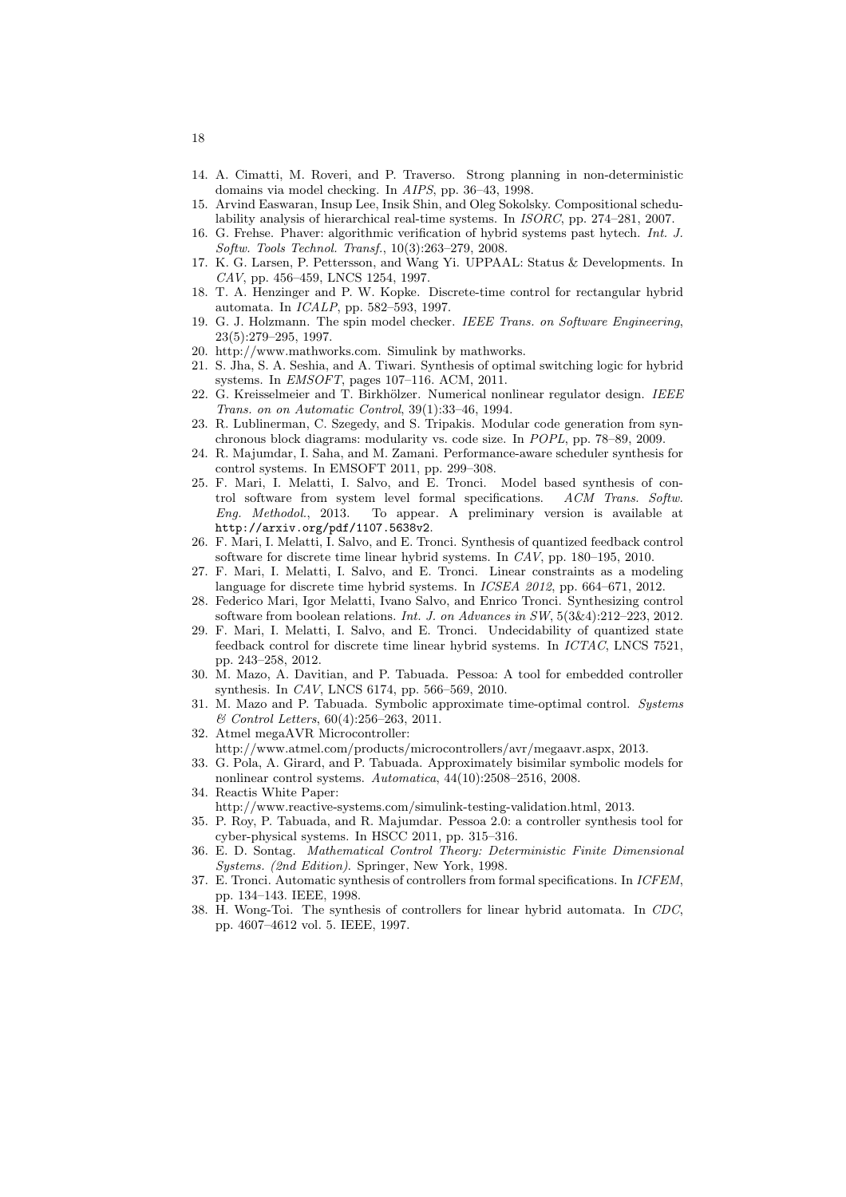14. A. Cimatti, M. Roveri, and P. Traverso. Strong planning in non-deterministic domains via model checking. In *AIPS*, pp. 36–43, 1998.
15. Arvind Easwaran, Insup Lee, Insik Shin, and Oleg Sokolsky. Compositional schedulability analysis of hierarchical real-time systems. In *ISORC*, pp. 274–281, 2007.
16. G. Frehse. Phaver: algorithmic verification of hybrid systems past hytech. *Int. J. Softw. Tools Technol. Transf.*, 10(3):263–279, 2008.
17. K. G. Larsen, P. Pettersson, and Wang Yi. UPPAAL: Status & Developments. In *CAV*, pp. 456–459, LNCS 1254, 1997.
18. T. A. Henzinger and P. W. Kopke. Discrete-time control for rectangular hybrid automata. In *ICALP*, pp. 582–593, 1997.
19. G. J. Holzmann. The spin model checker. *IEEE Trans. on Software Engineering*, 23(5):279–295, 1997.
20. http://www.mathworks.com. Simulink by mathworks.
21. S. Jha, S. A. Seshia, and A. Tiwari. Synthesis of optimal switching logic for hybrid systems. In *EMSOFT*, pages 107–116. ACM, 2011.
22. G. Kreisselmeier and T. Birkhölzer. Numerical nonlinear regulator design. *IEEE Trans. on on Automatic Control*, 39(1):33–46, 1994.
23. R. Lublinerman, C. Szegedy, and S. Tripakis. Modular code generation from synchronous block diagrams: modularity vs. code size. In *POPL*, pp. 78–89, 2009.
24. R. Majumdar, I. Saha, and M. Zamani. Performance-aware scheduler synthesis for control systems. In EMSOFT 2011, pp. 299–308.
25. F. Mari, I. Melatti, I. Salvo, and E. Tronci. Model based synthesis of control software from system level formal specifications. *ACM Trans. Softw. Eng. Methodol.*, 2013. To appear. A preliminary version is available at `http://arxiv.org/pdf/1107.5638v2`.
26. F. Mari, I. Melatti, I. Salvo, and E. Tronci. Synthesis of quantized feedback control software for discrete time linear hybrid systems. In *CAV*, pp. 180–195, 2010.
27. F. Mari, I. Melatti, I. Salvo, and E. Tronci. Linear constraints as a modeling language for discrete time hybrid systems. In *ICSEA 2012*, pp. 664–671, 2012.
28. Federico Mari, Igor Melatti, Ivano Salvo, and Enrico Tronci. Synthesizing control software from boolean relations. *Int. J. on Advances in SW*, 5(3&4):212–223, 2012.
29. F. Mari, I. Melatti, I. Salvo, and E. Tronci. Undecidability of quantized state feedback control for discrete time linear hybrid systems. In *ICTAC*, LNCS 7521, pp. 243–258, 2012.
30. M. Mazo, A. Davitian, and P. Tabuada. Pessoa: A tool for embedded controller synthesis. In *CAV*, LNCS 6174, pp. 566–569, 2010.
31. M. Mazo and P. Tabuada. Symbolic approximate time-optimal control. *Systems & Control Letters*, 60(4):256–263, 2011.
32. Atmel megaAVR Microcontroller: http://www.atmel.com/products/microcontrollers/avr/megaavr.aspx, 2013.
33. G. Pola, A. Girard, and P. Tabuada. Approximately bisimilar symbolic models for nonlinear control systems. *Automatica*, 44(10):2508–2516, 2008.
34. Reactis White Paper: http://www.reactive-systems.com/simulink-testing-validation.html, 2013.
35. P. Roy, P. Tabuada, and R. Majumdar. Pessoa 2.0: a controller synthesis tool for cyber-physical systems. In HSCC 2011, pp. 315–316.
36. E. D. Sontag. *Mathematical Control Theory: Deterministic Finite Dimensional Systems. (2nd Edition)*. Springer, New York, 1998.
37. E. Tronci. Automatic synthesis of controllers from formal specifications. In *ICFEM*, pp. 134–143. IEEE, 1998.
38. H. Wong-Toi. The synthesis of controllers for linear hybrid automata. In *CDC*, pp. 4607–4612 vol. 5. IEEE, 1997.